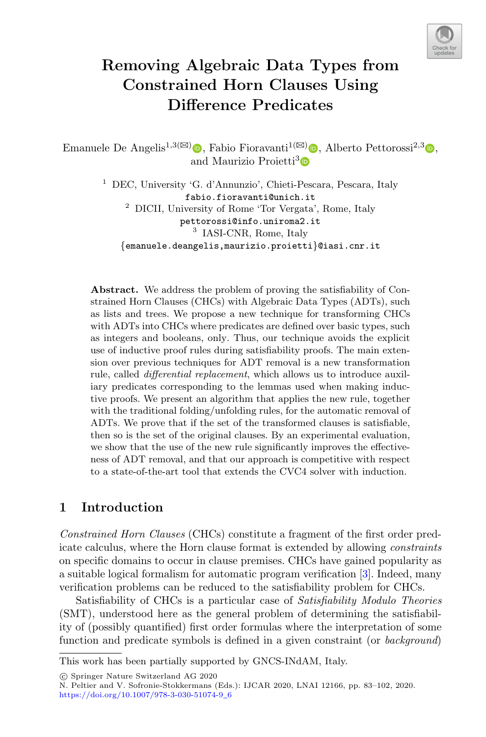# Removing Algebraic Data Types from Constrained Horn Clauses Using Difference Predicates

Emanuele De Angelis[1,3](✉), Fabio Fioravanti[1](✉), Alberto Pettorossi[2,3], and Maurizio Proietti[3]

[1] DEC, University 'G. d'Annunzio', Chieti-Pescara, Pescara, Italy
fabio.fioravanti@unich.it

[2] DICII, University of Rome 'Tor Vergata', Rome, Italy
pettorossi@info.uniroma2.it

[3] IASI-CNR, Rome, Italy
{emanuele.deangelis,maurizio.proietti}@iasi.cnr.it

**Abstract.** We address the problem of proving the satisfiability of Constrained Horn Clauses (CHCs) with Algebraic Data Types (ADTs), such as lists and trees. We propose a new technique for transforming CHCs with ADTs into CHCs where predicates are defined over basic types, such as integers and booleans, only. Thus, our technique avoids the explicit use of inductive proof rules during satisfiability proofs. The main extension over previous techniques for ADT removal is a new transformation rule, called *differential replacement*, which allows us to introduce auxiliary predicates corresponding to the lemmas used when making inductive proofs. We present an algorithm that applies the new rule, together with the traditional folding/unfolding rules, for the automatic removal of ADTs. We prove that if the set of the transformed clauses is satisfiable, then so is the set of the original clauses. By an experimental evaluation, we show that the use of the new rule significantly improves the effectiveness of ADT removal, and that our approach is competitive with respect to a state-of-the-art tool that extends the CVC4 solver with induction.

## 1 Introduction

*Constrained Horn Clauses* (CHCs) constitute a fragment of the first order predicate calculus, where the Horn clause format is extended by allowing *constraints* on specific domains to occur in clause premises. CHCs have gained popularity as a suitable logical formalism for automatic program verification [3]. Indeed, many verification problems can be reduced to the satisfiability problem for CHCs.

Satisfiability of CHCs is a particular case of *Satisfiability Modulo Theories* (SMT), understood here as the general problem of determining the satisfiability of (possibly quantified) first order formulas where the interpretation of some function and predicate symbols is defined in a given constraint (or *background*)

This work has been partially supported by GNCS-INdAM, Italy.

© Springer Nature Switzerland AG 2020
N. Peltier and V. Sofronie-Stokkermans (Eds.): IJCAR 2020, LNAI 12166, pp. 83–102, 2020.
https://doi.org/10.1007/978-3-030-51074-9_6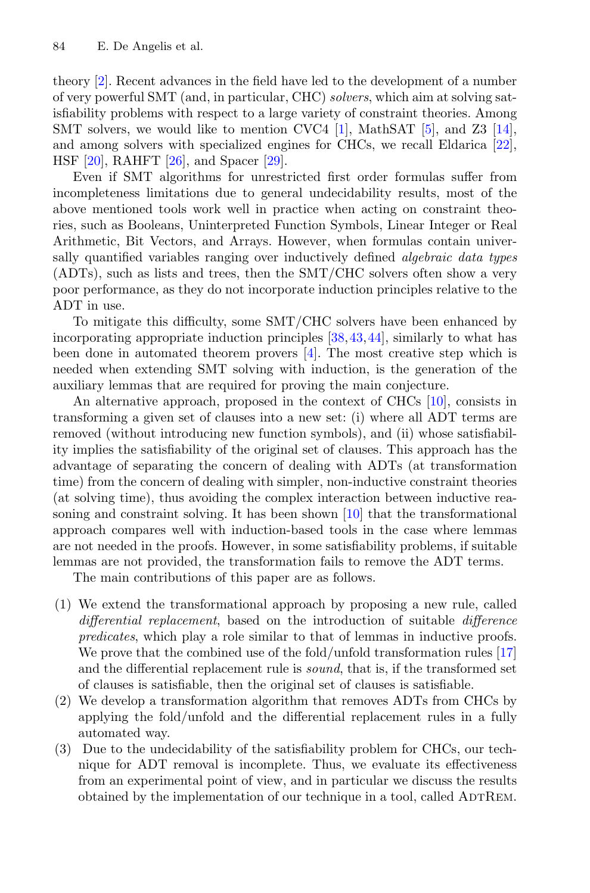theory [2]. Recent advances in the field have led to the development of a number of very powerful SMT (and, in particular, CHC) *solvers*, which aim at solving satisfiability problems with respect to a large variety of constraint theories. Among SMT solvers, we would like to mention CVC4 [1], MathSAT [5], and Z3 [14], and among solvers with specialized engines for CHCs, we recall Eldarica [22], HSF [20], RAHFT [26], and Spacer [29].

Even if SMT algorithms for unrestricted first order formulas suffer from incompleteness limitations due to general undecidability results, most of the above mentioned tools work well in practice when acting on constraint theories, such as Booleans, Uninterpreted Function Symbols, Linear Integer or Real Arithmetic, Bit Vectors, and Arrays. However, when formulas contain universally quantified variables ranging over inductively defined *algebraic data types* (ADTs), such as lists and trees, then the SMT/CHC solvers often show a very poor performance, as they do not incorporate induction principles relative to the ADT in use.

To mitigate this difficulty, some SMT/CHC solvers have been enhanced by incorporating appropriate induction principles [38,43,44], similarly to what has been done in automated theorem provers [4]. The most creative step which is needed when extending SMT solving with induction, is the generation of the auxiliary lemmas that are required for proving the main conjecture.

An alternative approach, proposed in the context of CHCs [10], consists in transforming a given set of clauses into a new set: (i) where all ADT terms are removed (without introducing new function symbols), and (ii) whose satisfiability implies the satisfiability of the original set of clauses. This approach has the advantage of separating the concern of dealing with ADTs (at transformation time) from the concern of dealing with simpler, non-inductive constraint theories (at solving time), thus avoiding the complex interaction between inductive reasoning and constraint solving. It has been shown [10] that the transformational approach compares well with induction-based tools in the case where lemmas are not needed in the proofs. However, in some satisfiability problems, if suitable lemmas are not provided, the transformation fails to remove the ADT terms.

The main contributions of this paper are as follows.

(1) We extend the transformational approach by proposing a new rule, called *differential replacement*, based on the introduction of suitable *difference predicates*, which play a role similar to that of lemmas in inductive proofs. We prove that the combined use of the fold/unfold transformation rules [17] and the differential replacement rule is *sound*, that is, if the transformed set of clauses is satisfiable, then the original set of clauses is satisfiable.

(2) We develop a transformation algorithm that removes ADTs from CHCs by applying the fold/unfold and the differential replacement rules in a fully automated way.

(3) Due to the undecidability of the satisfiability problem for CHCs, our technique for ADT removal is incomplete. Thus, we evaluate its effectiveness from an experimental point of view, and in particular we discuss the results obtained by the implementation of our technique in a tool, called AdtRem.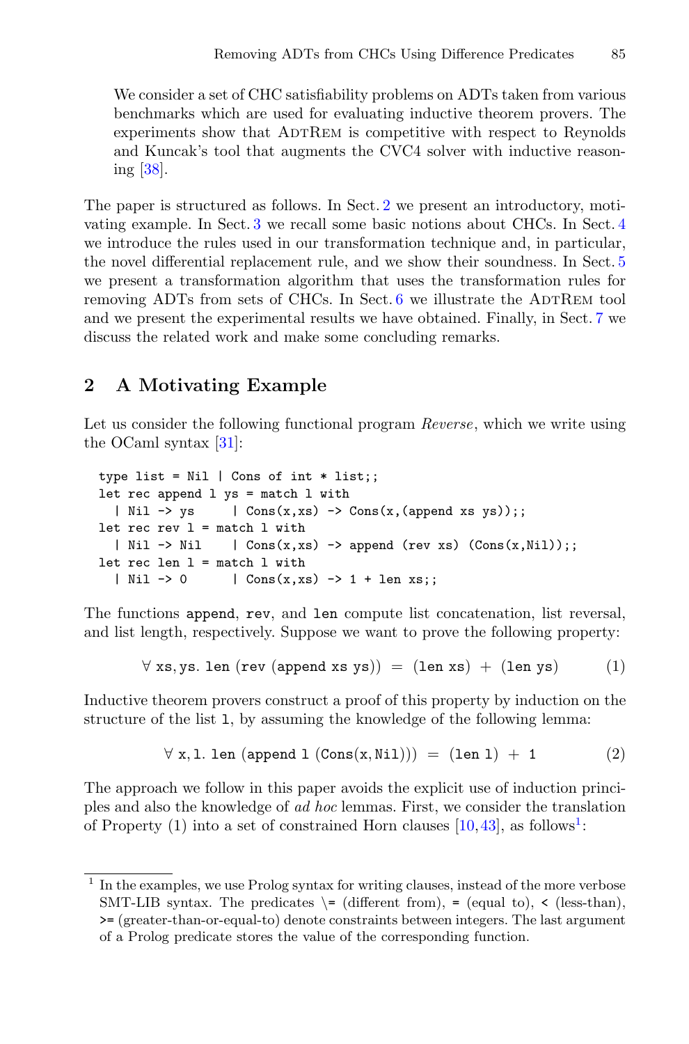We consider a set of CHC satisfiability problems on ADTs taken from various benchmarks which are used for evaluating inductive theorem provers. The experiments show that AdtRem is competitive with respect to Reynolds and Kuncak's tool that augments the CVC4 solver with inductive reasoning [38].

The paper is structured as follows. In Sect. 2 we present an introductory, motivating example. In Sect. 3 we recall some basic notions about CHCs. In Sect. 4 we introduce the rules used in our transformation technique and, in particular, the novel differential replacement rule, and we show their soundness. In Sect. 5 we present a transformation algorithm that uses the transformation rules for removing ADTs from sets of CHCs. In Sect. 6 we illustrate the AdtRem tool and we present the experimental results we have obtained. Finally, in Sect. 7 we discuss the related work and make some concluding remarks.

## 2 A Motivating Example

Let us consider the following functional program *Reverse*, which we write using the OCaml syntax [31]:

```
type list = Nil | Cons of int * list;;
let rec append l ys = match l with
  | Nil -> ys     | Cons(x,xs) -> Cons(x,(append xs ys));;
let rec rev l = match l with
  | Nil -> Nil    | Cons(x,xs) -> append (rev xs) (Cons(x,Nil));;
let rec len l = match l with
  | Nil -> 0      | Cons(x,xs) -> 1 + len xs;;
```

The functions `append`, `rev`, and `len` compute list concatenation, list reversal, and list length, respectively. Suppose we want to prove the following property:

$$\forall\, \texttt{xs}, \texttt{ys}.\ \texttt{len}\ (\texttt{rev}\ (\texttt{append}\ \texttt{xs}\ \texttt{ys})) \ = \ (\texttt{len}\ \texttt{xs}) \ + \ (\texttt{len}\ \texttt{ys}) \qquad (1)$$

Inductive theorem provers construct a proof of this property by induction on the structure of the list `l`, by assuming the knowledge of the following lemma:

$$\forall\, \texttt{x}, \texttt{l}.\ \texttt{len}\ (\texttt{append}\ \texttt{l}\ (\texttt{Cons(x,Nil)})) \ = \ (\texttt{len}\ \texttt{l}) \ + \ \texttt{1} \qquad (2)$$

The approach we follow in this paper avoids the explicit use of induction principles and also the knowledge of *ad hoc* lemmas. First, we consider the translation of Property (1) into a set of constrained Horn clauses [10,43], as follows[1]:

[1] In the examples, we use Prolog syntax for writing clauses, instead of the more verbose SMT-LIB syntax. The predicates `\=` (different from), `=` (equal to), `<` (less-than), `>=` (greater-than-or-equal-to) denote constraints between integers. The last argument of a Prolog predicate stores the value of the corresponding function.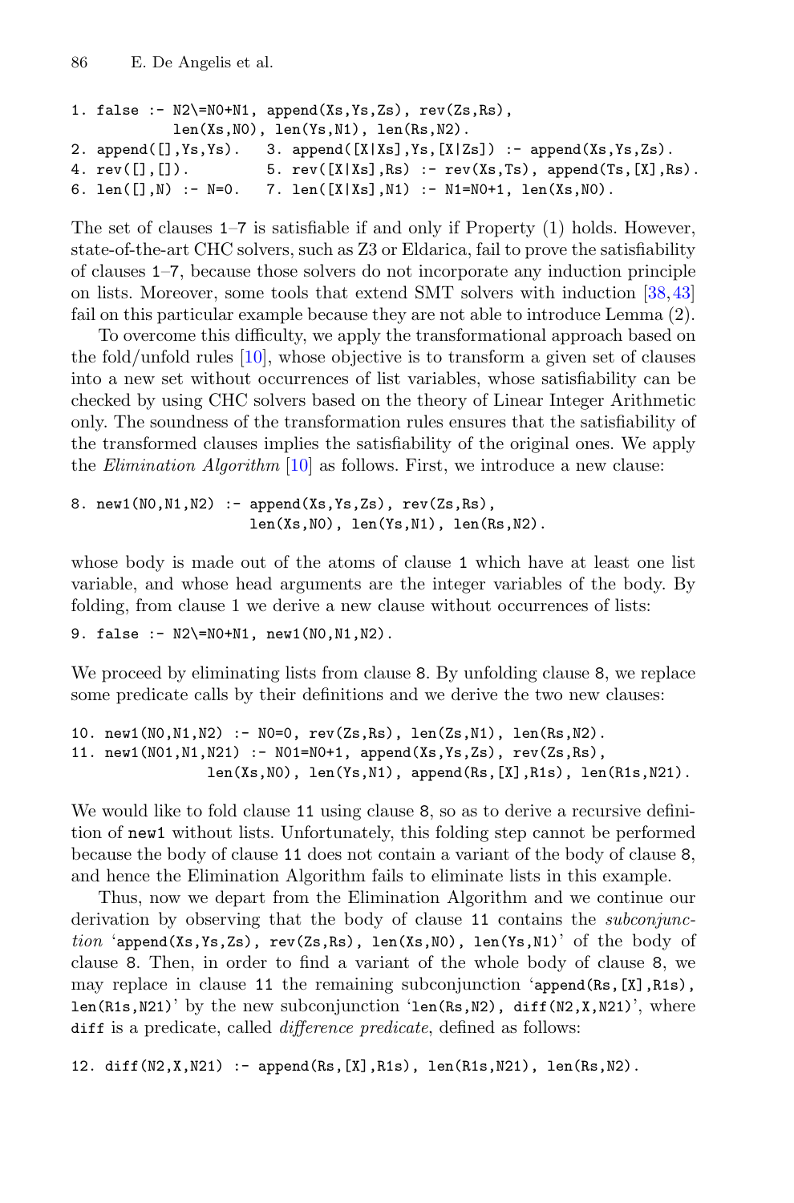```
1. false :- N2\=N0+N1, append(Xs,Ys,Zs), rev(Zs,Rs),
            len(Xs,N0), len(Ys,N1), len(Rs,N2).
2. append([],Ys,Ys).   3. append([X|Xs],Ys,[X|Zs]) :- append(Xs,Ys,Zs).
4. rev([],[]).         5. rev([X|Xs],Rs) :- rev(Xs,Ts), append(Ts,[X],Rs).
6. len([],N) :- N=0.   7. len([X|Xs],N1) :- N1=N0+1, len(Xs,N0).
```

The set of clauses 1–7 is satisfiable if and only if Property (1) holds. However, state-of-the-art CHC solvers, such as Z3 or Eldarica, fail to prove the satisfiability of clauses 1–7, because those solvers do not incorporate any induction principle on lists. Moreover, some tools that extend SMT solvers with induction [38,43] fail on this particular example because they are not able to introduce Lemma (2).

To overcome this difficulty, we apply the transformational approach based on the fold/unfold rules [10], whose objective is to transform a given set of clauses into a new set without occurrences of list variables, whose satisfiability can be checked by using CHC solvers based on the theory of Linear Integer Arithmetic only. The soundness of the transformation rules ensures that the satisfiability of the transformed clauses implies the satisfiability of the original ones. We apply the *Elimination Algorithm* [10] as follows. First, we introduce a new clause:

```
8. new1(N0,N1,N2) :- append(Xs,Ys,Zs), rev(Zs,Rs),
                     len(Xs,N0), len(Ys,N1), len(Rs,N2).
```

whose body is made out of the atoms of clause 1 which have at least one list variable, and whose head arguments are the integer variables of the body. By folding, from clause 1 we derive a new clause without occurrences of lists:

```
9. false :- N2\=N0+N1, new1(N0,N1,N2).
```

We proceed by eliminating lists from clause 8. By unfolding clause 8, we replace some predicate calls by their definitions and we derive the two new clauses:

```
10. new1(N0,N1,N2) :- N0=0, rev(Zs,Rs), len(Zs,N1), len(Rs,N2).
11. new1(N01,N1,N21) :- N01=N0+1, append(Xs,Ys,Zs), rev(Zs,Rs),
               len(Xs,N0), len(Ys,N1), append(Rs,[X],R1s), len(R1s,N21).
```

We would like to fold clause 11 using clause 8, so as to derive a recursive definition of `new1` without lists. Unfortunately, this folding step cannot be performed because the body of clause 11 does not contain a variant of the body of clause 8, and hence the Elimination Algorithm fails to eliminate lists in this example.

Thus, now we depart from the Elimination Algorithm and we continue our derivation by observing that the body of clause 11 contains the *subconjunction* '`append(Xs,Ys,Zs), rev(Zs,Rs), len(Xs,N0), len(Ys,N1)`' of the body of clause 8. Then, in order to find a variant of the whole body of clause 8, we may replace in clause 11 the remaining subconjunction '`append(Rs,[X],R1s), len(R1s,N21)`' by the new subconjunction '`len(Rs,N2), diff(N2,X,N21)`', where `diff` is a predicate, called *difference predicate*, defined as follows:

```
12. diff(N2,X,N21) :- append(Rs,[X],R1s), len(R1s,N21), len(Rs,N2).
```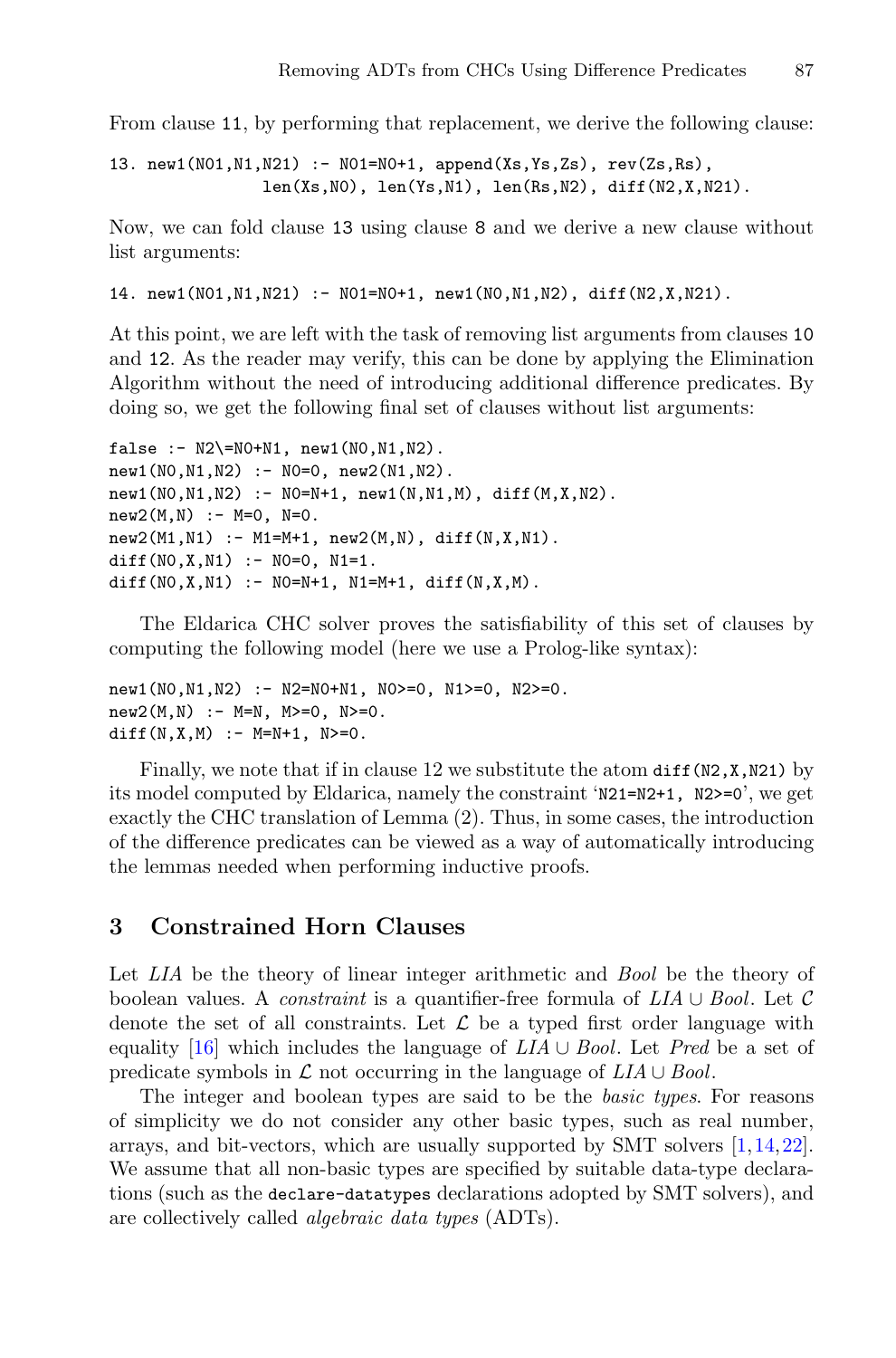From clause 11, by performing that replacement, we derive the following clause:

```
13. new1(N01,N1,N21) :- N01=N0+1, append(Xs,Ys,Zs), rev(Zs,Rs),
               len(Xs,N0), len(Ys,N1), len(Rs,N2), diff(N2,X,N21).
```

Now, we can fold clause 13 using clause 8 and we derive a new clause without list arguments:

```
14. new1(N01,N1,N21) :- N01=N0+1, new1(N0,N1,N2), diff(N2,X,N21).
```

At this point, we are left with the task of removing list arguments from clauses 10 and 12. As the reader may verify, this can be done by applying the Elimination Algorithm without the need of introducing additional difference predicates. By doing so, we get the following final set of clauses without list arguments:

```
false :- N2\=N0+N1, new1(N0,N1,N2).
new1(N0,N1,N2) :- N0=0, new2(N1,N2).
new1(N0,N1,N2) :- N0=N+1, new1(N,N1,M), diff(M,X,N2).
new2(M,N) :- M=0, N=0.
new2(M1,N1) :- M1=M+1, new2(M,N), diff(N,X,N1).
diff(N0,X,N1) :- N0=0, N1=1.
diff(N0,X,N1) :- N0=N+1, N1=M+1, diff(N,X,M).
```

The Eldarica CHC solver proves the satisfiability of this set of clauses by computing the following model (here we use a Prolog-like syntax):

```
new1(N0,N1,N2) :- N2=N0+N1, N0>=0, N1>=0, N2>=0.
new2(M,N) :- M=N, M>=0, N>=0.
diff(N,X,M) :- M=N+1, N>=0.
```

Finally, we note that if in clause 12 we substitute the atom `diff(N2,X,N21)` by its model computed by Eldarica, namely the constraint '`N21=N2+1, N2>=0`', we get exactly the CHC translation of Lemma (2). Thus, in some cases, the introduction of the difference predicates can be viewed as a way of automatically introducing the lemmas needed when performing inductive proofs.

## 3 Constrained Horn Clauses

Let *LIA* be the theory of linear integer arithmetic and *Bool* be the theory of boolean values. A *constraint* is a quantifier-free formula of $LIA \cup Bool$. Let $\mathcal{C}$ denote the set of all constraints. Let $\mathcal{L}$ be a typed first order language with equality [16] which includes the language of $LIA \cup Bool$. Let *Pred* be a set of predicate symbols in $\mathcal{L}$ not occurring in the language of $LIA \cup Bool$.

The integer and boolean types are said to be the *basic types*. For reasons of simplicity we do not consider any other basic types, such as real number, arrays, and bit-vectors, which are usually supported by SMT solvers [1,14,22]. We assume that all non-basic types are specified by suitable data-type declarations (such as the `declare-datatypes` declarations adopted by SMT solvers), and are collectively called *algebraic data types* (ADTs).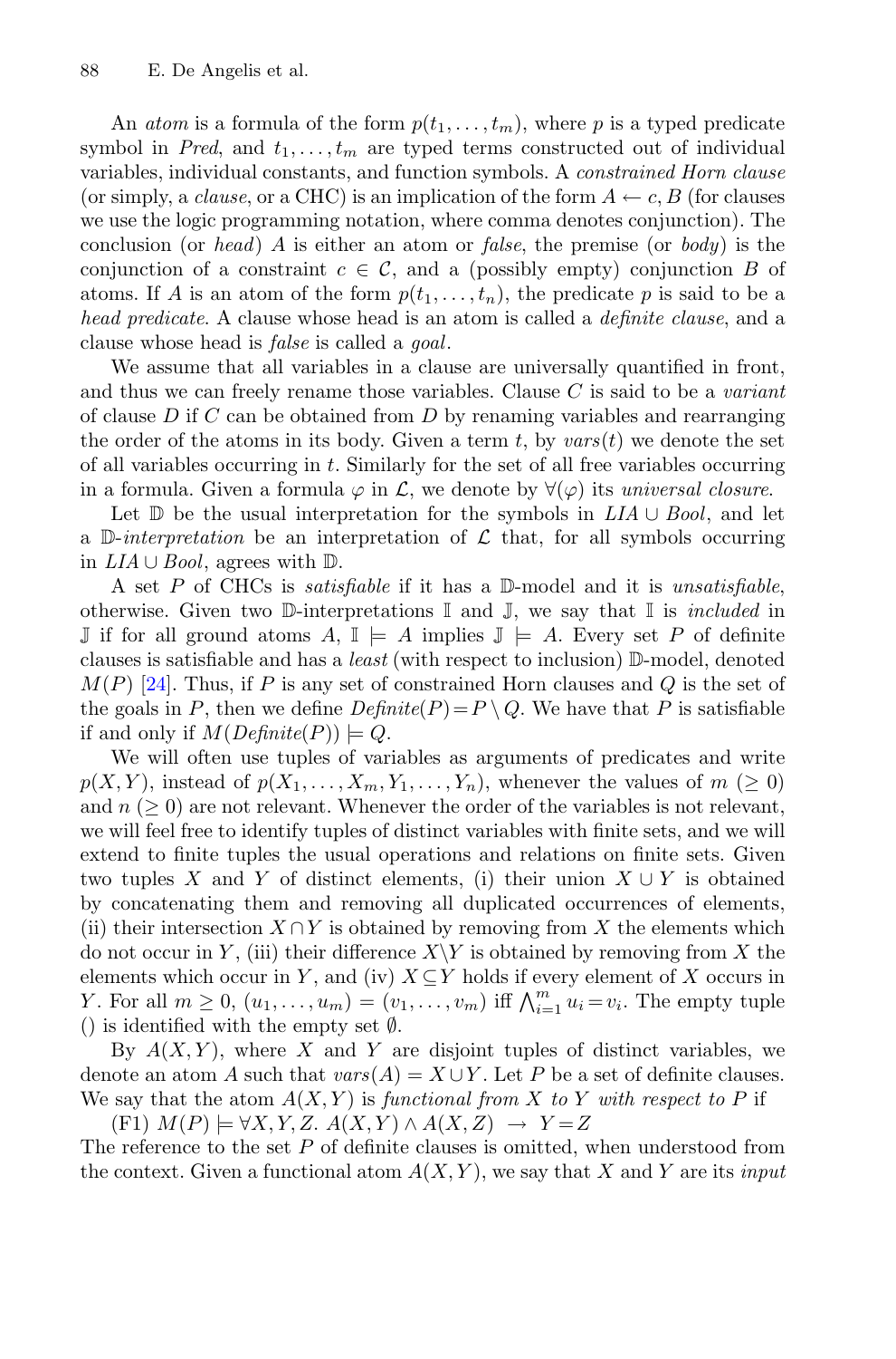An *atom* is a formula of the form $p(t_1, \ldots, t_m)$, where $p$ is a typed predicate symbol in *Pred*, and $t_1, \ldots, t_m$ are typed terms constructed out of individual variables, individual constants, and function symbols. A *constrained Horn clause* (or simply, a *clause*, or a CHC) is an implication of the form $A \leftarrow c, B$ (for clauses we use the logic programming notation, where comma denotes conjunction). The conclusion (or *head*) $A$ is either an atom or *false*, the premise (or *body*) is the conjunction of a constraint $c \in \mathcal{C}$, and a (possibly empty) conjunction $B$ of atoms. If $A$ is an atom of the form $p(t_1, \ldots, t_n)$, the predicate $p$ is said to be a *head predicate*. A clause whose head is an atom is called a *definite clause*, and a clause whose head is *false* is called a *goal*.

We assume that all variables in a clause are universally quantified in front, and thus we can freely rename those variables. Clause $C$ is said to be a *variant* of clause $D$ if $C$ can be obtained from $D$ by renaming variables and rearranging the order of the atoms in its body. Given a term $t$, by $vars(t)$ we denote the set of all variables occurring in $t$. Similarly for the set of all free variables occurring in a formula. Given a formula $\varphi$ in $\mathcal{L}$, we denote by $\forall(\varphi)$ its *universal closure*.

Let $\mathbb{D}$ be the usual interpretation for the symbols in $LIA \cup Bool$, and let a $\mathbb{D}$-*interpretation* be an interpretation of $\mathcal{L}$ that, for all symbols occurring in $LIA \cup Bool$, agrees with $\mathbb{D}$.

A set $P$ of CHCs is *satisfiable* if it has a $\mathbb{D}$-model and it is *unsatisfiable*, otherwise. Given two $\mathbb{D}$-interpretations $\mathbb{I}$ and $\mathbb{J}$, we say that $\mathbb{I}$ is *included* in $\mathbb{J}$ if for all ground atoms $A$, $\mathbb{I} \models A$ implies $\mathbb{J} \models A$. Every set $P$ of definite clauses is satisfiable and has a *least* (with respect to inclusion) $\mathbb{D}$-model, denoted $M(P)$ [24]. Thus, if $P$ is any set of constrained Horn clauses and $Q$ is the set of the goals in $P$, then we define $Definite(P) = P \setminus Q$. We have that $P$ is satisfiable if and only if $M(Definite(P)) \models Q$.

We will often use tuples of variables as arguments of predicates and write $p(X, Y)$, instead of $p(X_1, \ldots, X_m, Y_1, \ldots, Y_n)$, whenever the values of $m$ $(\geq 0)$ and $n$ $(\geq 0)$ are not relevant. Whenever the order of the variables is not relevant, we will feel free to identify tuples of distinct variables with finite sets, and we will extend to finite tuples the usual operations and relations on finite sets. Given two tuples $X$ and $Y$ of distinct elements, (i) their union $X \cup Y$ is obtained by concatenating them and removing all duplicated occurrences of elements, (ii) their intersection $X \cap Y$ is obtained by removing from $X$ the elements which do not occur in $Y$, (iii) their difference $X \backslash Y$ is obtained by removing from $X$ the elements which occur in $Y$, and (iv) $X \subseteq Y$ holds if every element of $X$ occurs in $Y$. For all $m \geq 0$, $(u_1, \ldots, u_m) = (v_1, \ldots, v_m)$ iff $\bigwedge_{i=1}^{m} u_i = v_i$. The empty tuple $()$ is identified with the empty set $\emptyset$.

By $A(X, Y)$, where $X$ and $Y$ are disjoint tuples of distinct variables, we denote an atom $A$ such that $vars(A) = X \cup Y$. Let $P$ be a set of definite clauses. We say that the atom $A(X, Y)$ is *functional from $X$ to $Y$ with respect to $P$* if

(F1) $M(P) \models \forall X, Y, Z.\ A(X, Y) \wedge A(X, Z) \ \rightarrow\ Y = Z$

The reference to the set $P$ of definite clauses is omitted, when understood from the context. Given a functional atom $A(X, Y)$, we say that $X$ and $Y$ are its *input*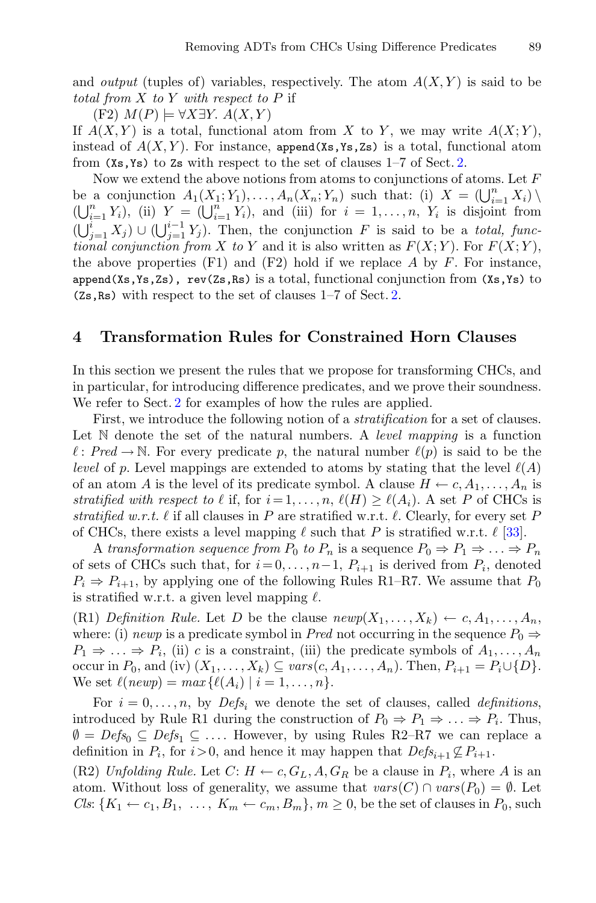and *output* (tuples of) variables, respectively. The atom $A(X,Y)$ is said to be *total from* $X$ *to* $Y$ *with respect to* $P$ if

(F2) $M(P) \models \forall X \exists Y.\ A(X,Y)$

If $A(X,Y)$ is a total, functional atom from $X$ to $Y$, we may write $A(X;Y)$, instead of $A(X,Y)$. For instance, `append(Xs,Ys,Zs)` is a total, functional atom from `(Xs,Ys)` to `Zs` with respect to the set of clauses 1–7 of Sect. 2.

Now we extend the above notions from atoms to conjunctions of atoms. Let $F$ be a conjunction $A_1(X_1;Y_1), \ldots, A_n(X_n;Y_n)$ such that: (i) $X = (\bigcup_{i=1}^n X_i) \setminus (\bigcup_{i=1}^n Y_i)$, (ii) $Y = (\bigcup_{i=1}^n Y_i)$, and (iii) for $i = 1, \ldots, n$, $Y_i$ is disjoint from $(\bigcup_{j=1}^i X_j) \cup (\bigcup_{j=1}^{i-1} Y_j)$. Then, the conjunction $F$ is said to be a *total, functional conjunction from* $X$ *to* $Y$ and it is also written as $F(X;Y)$. For $F(X;Y)$, the above properties (F1) and (F2) hold if we replace $A$ by $F$. For instance, `append(Xs,Ys,Zs), rev(Zs,Rs)` is a total, functional conjunction from `(Xs,Ys)` to `(Zs,Rs)` with respect to the set of clauses 1–7 of Sect. 2.

## 4 Transformation Rules for Constrained Horn Clauses

In this section we present the rules that we propose for transforming CHCs, and in particular, for introducing difference predicates, and we prove their soundness. We refer to Sect. 2 for examples of how the rules are applied.

First, we introduce the following notion of a *stratification* for a set of clauses. Let $\mathbb{N}$ denote the set of the natural numbers. A *level mapping* is a function $\ell : Pred \to \mathbb{N}$. For every predicate $p$, the natural number $\ell(p)$ is said to be the *level* of $p$. Level mappings are extended to atoms by stating that the level $\ell(A)$ of an atom $A$ is the level of its predicate symbol. A clause $H \leftarrow c, A_1, \ldots, A_n$ is *stratified with respect to* $\ell$ if, for $i = 1, \ldots, n$, $\ell(H) \geq \ell(A_i)$. A set $P$ of CHCs is *stratified w.r.t.* $\ell$ if all clauses in $P$ are stratified w.r.t. $\ell$. Clearly, for every set $P$ of CHCs, there exists a level mapping $\ell$ such that $P$ is stratified w.r.t. $\ell$ [33].

A *transformation sequence from* $P_0$ *to* $P_n$ is a sequence $P_0 \Rightarrow P_1 \Rightarrow \ldots \Rightarrow P_n$ of sets of CHCs such that, for $i = 0, \ldots, n-1$, $P_{i+1}$ is derived from $P_i$, denoted $P_i \Rightarrow P_{i+1}$, by applying one of the following Rules R1–R7. We assume that $P_0$ is stratified w.r.t. a given level mapping $\ell$.

(R1) *Definition Rule.* Let $D$ be the clause $newp(X_1, \ldots, X_k) \leftarrow c, A_1, \ldots, A_n$, where: (i) $newp$ is a predicate symbol in $Pred$ not occurring in the sequence $P_0 \Rightarrow P_1 \Rightarrow \ldots \Rightarrow P_i$, (ii) $c$ is a constraint, (iii) the predicate symbols of $A_1, \ldots, A_n$ occur in $P_0$, and (iv) $(X_1, \ldots, X_k) \subseteq vars(c, A_1, \ldots, A_n)$. Then, $P_{i+1} = P_i \cup \{D\}$. We set $\ell(newp) = max\{\ell(A_i) \mid i = 1, \ldots, n\}$.

For $i = 0, \ldots, n$, by $Defs_i$ we denote the set of clauses, called *definitions*, introduced by Rule R1 during the construction of $P_0 \Rightarrow P_1 \Rightarrow \ldots \Rightarrow P_i$. Thus, $\emptyset = Defs_0 \subseteq Defs_1 \subseteq \ldots$. However, by using Rules R2–R7 we can replace a definition in $P_i$, for $i > 0$, and hence it may happen that $Defs_{i+1} \not\subseteq P_{i+1}$.

(R2) *Unfolding Rule.* Let $C$: $H \leftarrow c, G_L, A, G_R$ be a clause in $P_i$, where $A$ is an atom. Without loss of generality, we assume that $vars(C) \cap vars(P_0) = \emptyset$. Let $Cls$: $\{K_1 \leftarrow c_1, B_1,\ \ldots,\ K_m \leftarrow c_m, B_m\}$, $m \geq 0$, be the set of clauses in $P_0$, such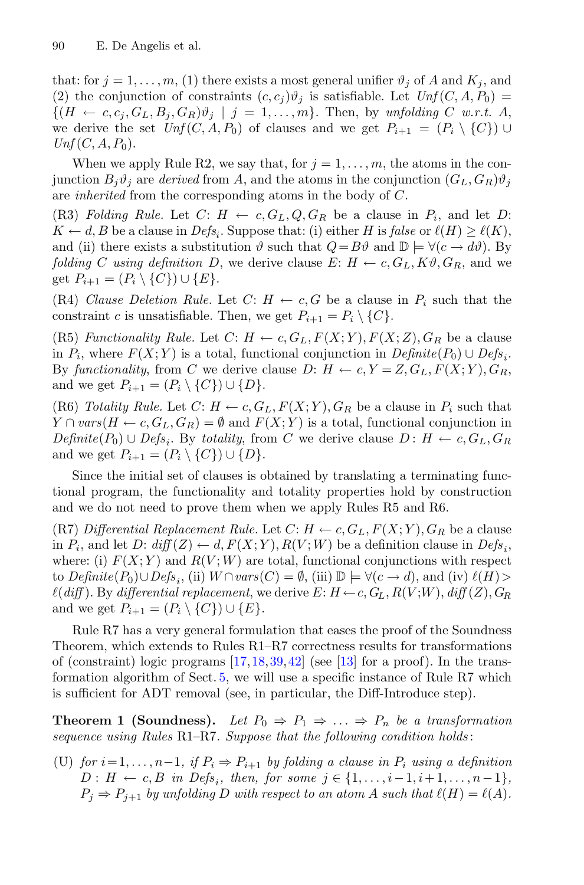that: for $j = 1, \ldots, m$, (1) there exists a most general unifier $\vartheta_j$ of $A$ and $K_j$, and (2) the conjunction of constraints $(c, c_j)\vartheta_j$ is satisfiable. Let $\mathit{Unf}(C, A, P_0) = \{(H \leftarrow c, c_j, G_L, B_j, G_R)\vartheta_j \mid j = 1, \ldots, m\}$. Then, by *unfolding C w.r.t. A*, we derive the set $\mathit{Unf}(C, A, P_0)$ of clauses and we get $P_{i+1} = (P_i \setminus \{C\}) \cup \mathit{Unf}(C, A, P_0)$.

When we apply Rule R2, we say that, for $j = 1, \ldots, m$, the atoms in the conjunction $B_j\vartheta_j$ are *derived* from $A$, and the atoms in the conjunction $(G_L, G_R)\vartheta_j$ are *inherited* from the corresponding atoms in the body of $C$.

(R3) *Folding Rule.* Let $C$: $H \leftarrow c, G_L, Q, G_R$ be a clause in $P_i$, and let $D$: $K \leftarrow d, B$ be a clause in $\mathit{Defs}_i$. Suppose that: (i) either $H$ is *false* or $\ell(H) \geq \ell(K)$, and (ii) there exists a substitution $\vartheta$ such that $Q = B\vartheta$ and $\mathbb{D} \models \forall(c \rightarrow d\vartheta)$. By *folding C using definition D*, we derive clause $E$: $H \leftarrow c, G_L, K\vartheta, G_R$, and we get $P_{i+1} = (P_i \setminus \{C\}) \cup \{E\}$.

(R4) *Clause Deletion Rule.* Let $C$: $H \leftarrow c, G$ be a clause in $P_i$ such that the constraint $c$ is unsatisfiable. Then, we get $P_{i+1} = P_i \setminus \{C\}$.

(R5) *Functionality Rule.* Let $C$: $H \leftarrow c, G_L, F(X;Y), F(X;Z), G_R$ be a clause in $P_i$, where $F(X;Y)$ is a total, functional conjunction in $\mathit{Definite}(P_0) \cup \mathit{Defs}_i$. By *functionality*, from $C$ we derive clause $D$: $H \leftarrow c, Y = Z, G_L, F(X;Y), G_R$, and we get $P_{i+1} = (P_i \setminus \{C\}) \cup \{D\}$.

(R6) *Totality Rule.* Let $C$: $H \leftarrow c, G_L, F(X;Y), G_R$ be a clause in $P_i$ such that $Y \cap \mathit{vars}(H \leftarrow c, G_L, G_R) = \emptyset$ and $F(X;Y)$ is a total, functional conjunction in $\mathit{Definite}(P_0) \cup \mathit{Defs}_i$. By *totality*, from $C$ we derive clause $D: H \leftarrow c, G_L, G_R$ and we get $P_{i+1} = (P_i \setminus \{C\}) \cup \{D\}$.

Since the initial set of clauses is obtained by translating a terminating functional program, the functionality and totality properties hold by construction and we do not need to prove them when we apply Rules R5 and R6.

(R7) *Differential Replacement Rule.* Let $C$: $H \leftarrow c, G_L, F(X;Y), G_R$ be a clause in $P_i$, and let $D$: $\mathit{diff}(Z) \leftarrow d, F(X;Y), R(V;W)$ be a definition clause in $\mathit{Defs}_i$, where: (i) $F(X;Y)$ and $R(V;W)$ are total, functional conjunctions with respect to $\mathit{Definite}(P_0) \cup \mathit{Defs}_i$, (ii) $W \cap \mathit{vars}(C) = \emptyset$, (iii) $\mathbb{D} \models \forall(c \rightarrow d)$, and (iv) $\ell(H) > \ell(\mathit{diff})$. By *differential replacement*, we derive $E$: $H \leftarrow c, G_L, R(V;W), \mathit{diff}(Z), G_R$ and we get $P_{i+1} = (P_i \setminus \{C\}) \cup \{E\}$.

Rule R7 has a very general formulation that eases the proof of the Soundness Theorem, which extends to Rules R1–R7 correctness results for transformations of (constraint) logic programs [17,18,39,42] (see [13] for a proof). In the transformation algorithm of Sect. 5, we will use a specific instance of Rule R7 which is sufficient for ADT removal (see, in particular, the Diff-Introduce step).

**Theorem 1 (Soundness).** *Let $P_0 \Rightarrow P_1 \Rightarrow \ldots \Rightarrow P_n$ be a transformation sequence using Rules* R1–R7*. Suppose that the following condition holds*:

(U) *for $i = 1, \ldots, n-1$, if $P_i \Rightarrow P_{i+1}$ by folding a clause in $P_i$ using a definition $D : H \leftarrow c, B$ in $\mathit{Defs}_i$, then, for some $j \in \{1, \ldots, i-1, i+1, \ldots, n-1\}$, $P_j \Rightarrow P_{j+1}$ by unfolding $D$ with respect to an atom $A$ such that $\ell(H) = \ell(A)$.*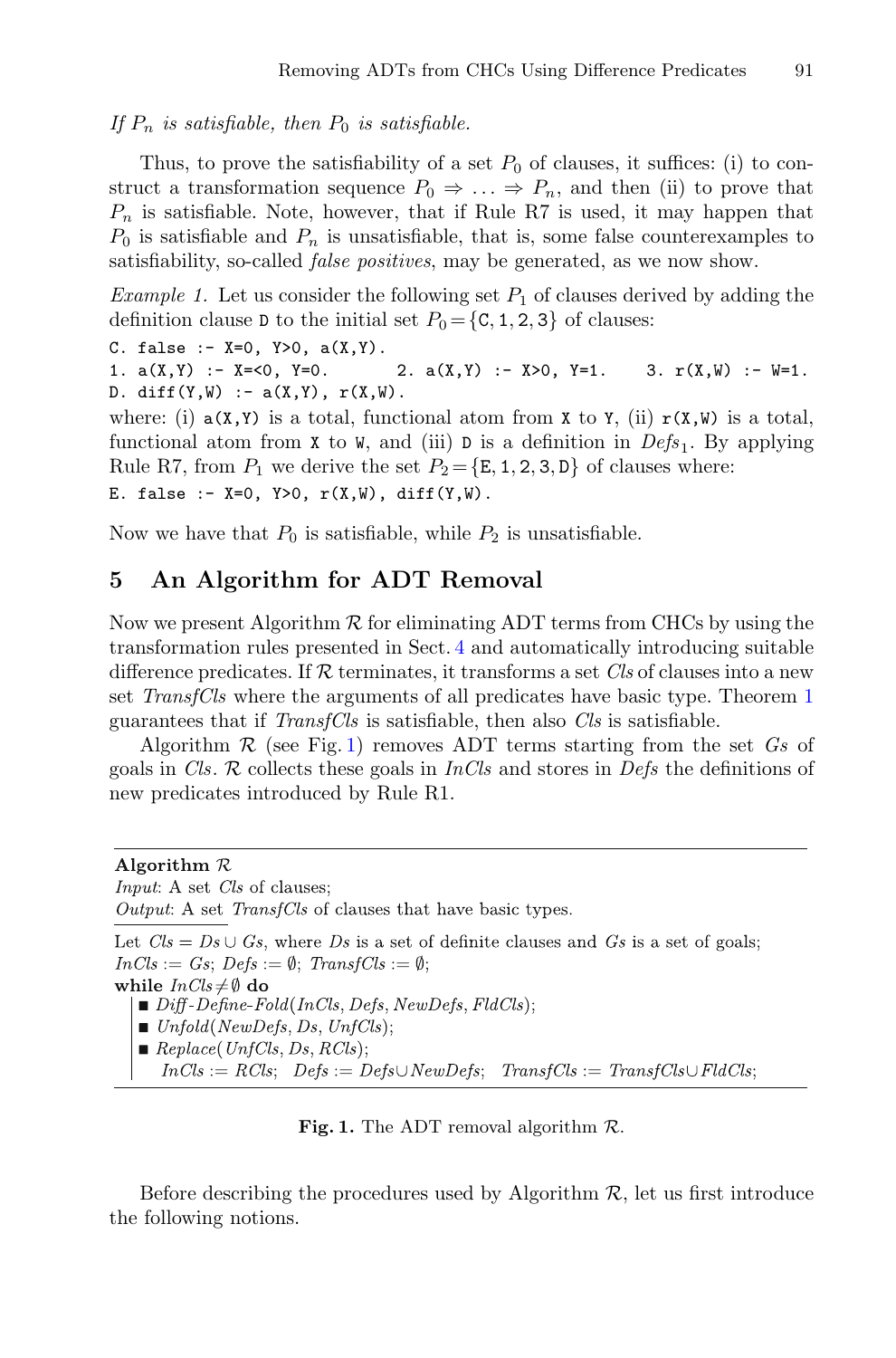*If $P_n$ is satisfiable, then $P_0$ is satisfiable.*

Thus, to prove the satisfiability of a set $P_0$ of clauses, it suffices: (i) to construct a transformation sequence $P_0 \Rightarrow \ldots \Rightarrow P_n$, and then (ii) to prove that $P_n$ is satisfiable. Note, however, that if Rule R7 is used, it may happen that $P_0$ is satisfiable and $P_n$ is unsatisfiable, that is, some false counterexamples to satisfiability, so-called *false positives*, may be generated, as we now show.

*Example 1.* Let us consider the following set $P_1$ of clauses derived by adding the definition clause D to the initial set $P_0 = \{\text{C}, 1, 2, 3\}$ of clauses:

```
C. false :- X=0, Y>0, a(X,Y).
1. a(X,Y) :- X=<0, Y=0.       2. a(X,Y) :- X>0, Y=1.     3. r(X,W) :- W=1.
D. diff(Y,W) :- a(X,Y), r(X,W).
```

where: (i) `a(X,Y)` is a total, functional atom from `X` to `Y`, (ii) `r(X,W)` is a total, functional atom from `X` to `W`, and (iii) `D` is a definition in $\mathit{Defs}_1$. By applying Rule R7, from $P_1$ we derive the set $P_2 = \{\text{E}, 1, 2, 3, \text{D}\}$ of clauses where:

```
E. false :- X=0, Y>0, r(X,W), diff(Y,W).
```

Now we have that $P_0$ is satisfiable, while $P_2$ is unsatisfiable.

## 5 An Algorithm for ADT Removal

Now we present Algorithm $\mathcal{R}$ for eliminating ADT terms from CHCs by using the transformation rules presented in Sect. 4 and automatically introducing suitable difference predicates. If $\mathcal{R}$ terminates, it transforms a set *Cls* of clauses into a new set *TransfCls* where the arguments of all predicates have basic type. Theorem 1 guarantees that if *TransfCls* is satisfiable, then also *Cls* is satisfiable.

Algorithm $\mathcal{R}$ (see Fig. 1) removes ADT terms starting from the set *Gs* of goals in *Cls*. $\mathcal{R}$ collects these goals in *InCls* and stores in *Defs* the definitions of new predicates introduced by Rule R1.

---

**Algorithm** $\mathcal{R}$
*Input*: A set *Cls* of clauses;
*Output*: A set *TransfCls* of clauses that have basic types.

---

Let $\mathit{Cls} = \mathit{Ds} \cup \mathit{Gs}$, where *Ds* is a set of definite clauses and *Gs* is a set of goals;
$\mathit{InCls} := \mathit{Gs}$; $\mathit{Defs} := \emptyset$; $\mathit{TransfCls} := \emptyset$;
**while** $\mathit{InCls} \neq \emptyset$ **do**
- *Diff-Define-Fold*(*InCls*, *Defs*, *NewDefs*, *FldCls*);
- *Unfold*(*NewDefs*, *Ds*, *UnfCls*);
- *Replace*(*UnfCls*, *Ds*, *RCls*);

  $\mathit{InCls} := \mathit{RCls}$; $\mathit{Defs} := \mathit{Defs} \cup \mathit{NewDefs}$; $\mathit{TransfCls} := \mathit{TransfCls} \cup \mathit{FldCls}$;

---

**Fig. 1.** The ADT removal algorithm $\mathcal{R}$.

Before describing the procedures used by Algorithm $\mathcal{R}$, let us first introduce the following notions.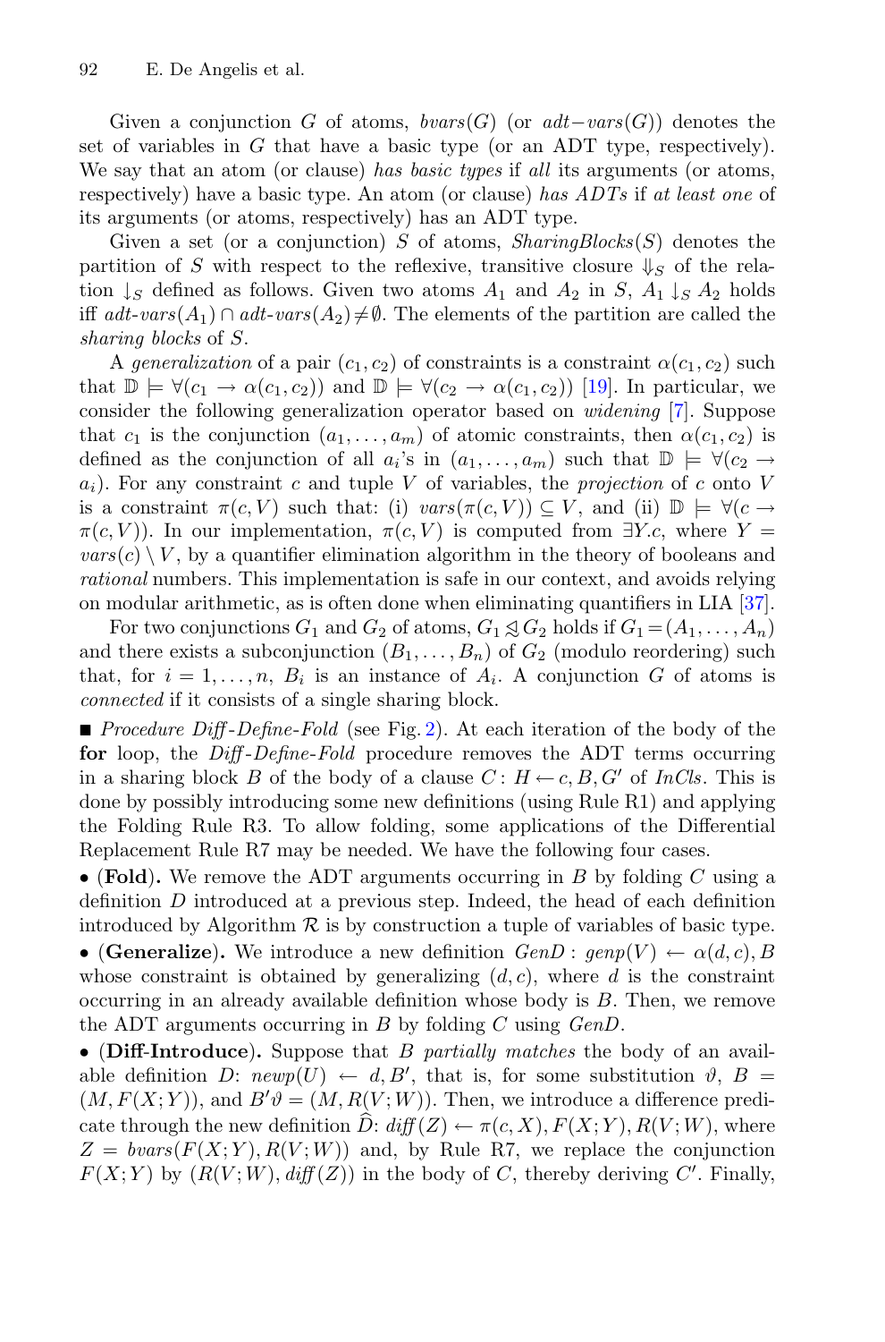Given a conjunction $G$ of atoms, $bvars(G)$ (or $adt\text{-}vars(G)$) denotes the set of variables in $G$ that have a basic type (or an ADT type, respectively). We say that an atom (or clause) *has basic types* if *all* its arguments (or atoms, respectively) have a basic type. An atom (or clause) *has ADTs* if *at least one* of its arguments (or atoms, respectively) has an ADT type.

Given a set (or a conjunction) $S$ of atoms, $SharingBlocks(S)$ denotes the partition of $S$ with respect to the reflexive, transitive closure $\Downarrow_S$ of the relation $\downarrow_S$ defined as follows. Given two atoms $A_1$ and $A_2$ in $S$, $A_1 \downarrow_S A_2$ holds iff $adt\text{-}vars(A_1) \cap adt\text{-}vars(A_2) \neq \emptyset$. The elements of the partition are called the *sharing blocks* of $S$.

A *generalization* of a pair $(c_1, c_2)$ of constraints is a constraint $\alpha(c_1, c_2)$ such that $\mathbb{D} \models \forall(c_1 \rightarrow \alpha(c_1, c_2))$ and $\mathbb{D} \models \forall(c_2 \rightarrow \alpha(c_1, c_2))$ [19]. In particular, we consider the following generalization operator based on *widening* [7]. Suppose that $c_1$ is the conjunction $(a_1, \ldots, a_m)$ of atomic constraints, then $\alpha(c_1, c_2)$ is defined as the conjunction of all $a_i$'s in $(a_1, \ldots, a_m)$ such that $\mathbb{D} \models \forall(c_2 \rightarrow a_i)$. For any constraint $c$ and tuple $V$ of variables, the *projection* of $c$ onto $V$ is a constraint $\pi(c, V)$ such that: (i) $vars(\pi(c, V)) \subseteq V$, and (ii) $\mathbb{D} \models \forall(c \rightarrow \pi(c, V))$. In our implementation, $\pi(c, V)$ is computed from $\exists Y.c$, where $Y = vars(c) \setminus V$, by a quantifier elimination algorithm in the theory of booleans and *rational* numbers. This implementation is safe in our context, and avoids relying on modular arithmetic, as is often done when eliminating quantifiers in LIA [37].

For two conjunctions $G_1$ and $G_2$ of atoms, $G_1 \trianglelefteq G_2$ holds if $G_1 = (A_1, \ldots, A_n)$ and there exists a subconjunction $(B_1, \ldots, B_n)$ of $G_2$ (modulo reordering) such that, for $i = 1, \ldots, n$, $B_i$ is an instance of $A_i$. A conjunction $G$ of atoms is *connected* if it consists of a single sharing block.

■ *Procedure Diff-Define-Fold* (see Fig. 2). At each iteration of the body of the **for** loop, the *Diff-Define-Fold* procedure removes the ADT terms occurring in a sharing block $B$ of the body of a clause $C\colon H \leftarrow c, B, G'$ of *InCls*. This is done by possibly introducing some new definitions (using Rule R1) and applying the Folding Rule R3. To allow folding, some applications of the Differential Replacement Rule R7 may be needed. We have the following four cases.

• (**Fold**). We remove the ADT arguments occurring in $B$ by folding $C$ using a definition $D$ introduced at a previous step. Indeed, the head of each definition introduced by Algorithm $\mathcal{R}$ is by construction a tuple of variables of basic type.

• (**Generalize**). We introduce a new definition $GenD: genp(V) \leftarrow \alpha(d, c), B$ whose constraint is obtained by generalizing $(d, c)$, where $d$ is the constraint occurring in an already available definition whose body is $B$. Then, we remove the ADT arguments occurring in $B$ by folding $C$ using $GenD$.

• (**Diff-Introduce**). Suppose that $B$ *partially matches* the body of an available definition $D$: $newp(U) \leftarrow d, B'$, that is, for some substitution $\vartheta$, $B = (M, F(X;Y))$, and $B'\vartheta = (M, R(V;W))$. Then, we introduce a difference predicate through the new definition $\widehat{D}$: $diff(Z) \leftarrow \pi(c, X), F(X;Y), R(V;W)$, where $Z = bvars(F(X;Y), R(V;W))$ and, by Rule R7, we replace the conjunction $F(X;Y)$ by $(R(V;W), diff(Z))$ in the body of $C$, thereby deriving $C'$. Finally,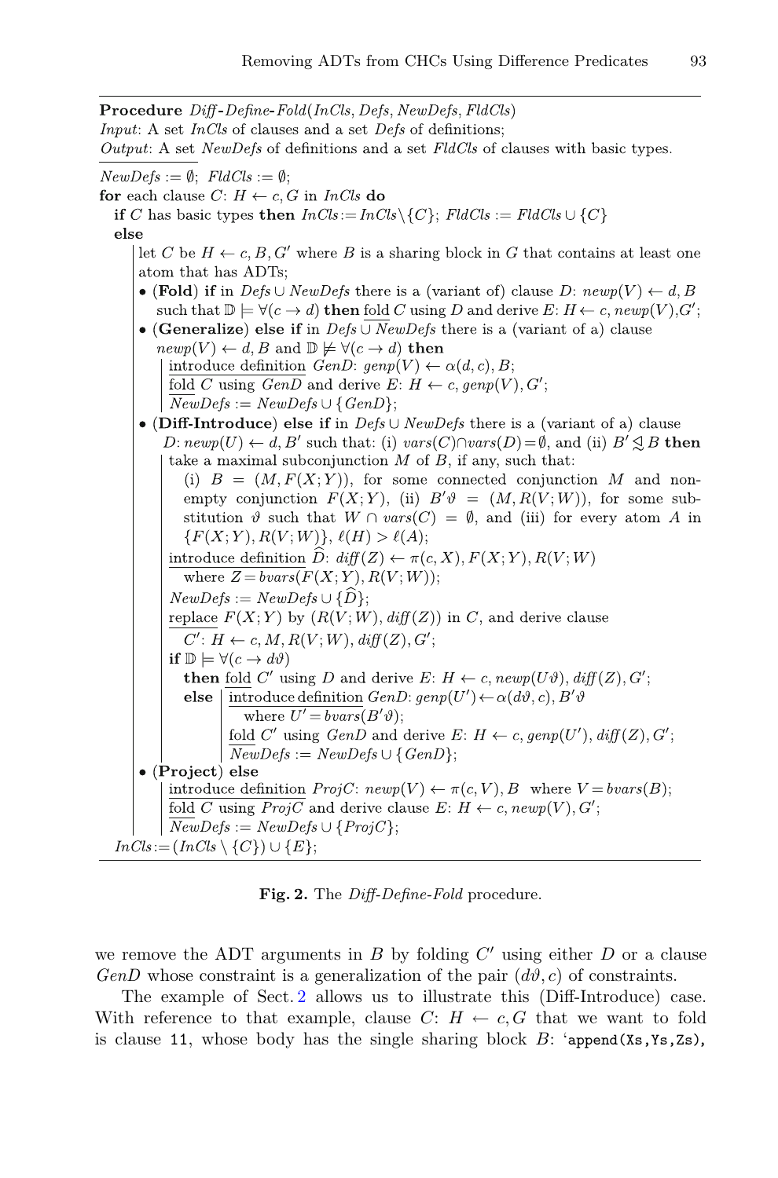**Procedure** *Diff-Define-Fold*(*InCls*, *Defs*, *NewDefs*, *FldCls*)
*Input*: A set *InCls* of clauses and a set *Defs* of definitions;
*Output*: A set *NewDefs* of definitions and a set *FldCls* of clauses with basic types.

$NewDefs := \emptyset$; $FldCls := \emptyset$;
**for** each clause $C$: $H \leftarrow c, G$ in *InCls* **do**
  **if** $C$ has basic types **then** $InCls := InCls \setminus \{C\}$; $FldCls := FldCls \cup \{C\}$
  **else**
    let $C$ be $H \leftarrow c, B, G'$ where $B$ is a sharing block in $G$ that contains at least one atom that has ADTs;
    - (**Fold**) **if** in $Defs \cup NewDefs$ there is a (variant of) clause $D$: $newp(V) \leftarrow d, B$ such that $\mathbb{D} \models \forall(c \rightarrow d)$ **then** fold $C$ using $D$ and derive $E$: $H \leftarrow c, newp(V), G'$;
    - (**Generalize**) **else if** in $Defs \cup NewDefs$ there is a (variant of a) clause $newp(V) \leftarrow d, B$ and $\mathbb{D} \not\models \forall(c \rightarrow d)$ **then**
      introduce definition $GenD$: $genp(V) \leftarrow \alpha(d, c), B$;
      fold $C$ using $GenD$ and derive $E$: $H \leftarrow c, genp(V), G'$;
      $NewDefs := NewDefs \cup \{GenD\}$;
    - (**Diff-Introduce**) **else if** in $Defs \cup NewDefs$ there is a (variant of a) clause $D$: $newp(U) \leftarrow d, B'$ such that: (i) $vars(C) \cap vars(D) = \emptyset$, and (ii) $B' \lessdot B$ **then**
      take a maximal subconjunction $M$ of $B$, if any, such that:
        (i) $B = (M, F(X;Y))$, for some connected conjunction $M$ and non-empty conjunction $F(X;Y)$, (ii) $B'\vartheta = (M, R(V;W))$, for some substitution $\vartheta$ such that $W \cap vars(C) = \emptyset$, and (iii) for every atom $A$ in $\{F(X;Y), R(V;W)\}$, $\ell(H) > \ell(A)$;
      introduce definition $\widehat{D}$: $diff(Z) \leftarrow \pi(c, X), F(X;Y), R(V;W)$
        where $Z = bvars(F(X;Y), R(V;W))$;
      $NewDefs := NewDefs \cup \{\widehat{D}\}$;
      replace $F(X;Y)$ by $(R(V;W), diff(Z))$ in $C$, and derive clause
        $C'$: $H \leftarrow c, M, R(V;W), diff(Z), G'$;
      **if** $\mathbb{D} \models \forall(c \rightarrow d\vartheta)$
        **then** fold $C'$ using $D$ and derive $E$: $H \leftarrow c, newp(U\vartheta), diff(Z), G'$;
        **else** introduce definition $GenD$: $genp(U') \leftarrow \alpha(d\vartheta, c), B'\vartheta$
            where $U' = bvars(B'\vartheta)$;
          fold $C'$ using $GenD$ and derive $E$: $H \leftarrow c, genp(U'), diff(Z), G'$;
          $NewDefs := NewDefs \cup \{GenD\}$;
    - (**Project**) **else**
      introduce definition $ProjC$: $newp(V) \leftarrow \pi(c, V), B$ where $V = bvars(B)$;
      fold $C$ using $ProjC$ and derive clause $E$: $H \leftarrow c, newp(V), G'$;
      $NewDefs := NewDefs \cup \{ProjC\}$;
  $InCls := (InCls \setminus \{C\}) \cup \{E\}$;

**Fig. 2.** The *Diff-Define-Fold* procedure.

we remove the ADT arguments in $B$ by folding $C'$ using either $D$ or a clause $GenD$ whose constraint is a generalization of the pair $(d\vartheta, c)$ of constraints.

The example of Sect. 2 allows us to illustrate this (Diff-Introduce) case. With reference to that example, clause $C$: $H \leftarrow c, G$ that we want to fold is clause `11`, whose body has the single sharing block $B$: '`append(Xs,Ys,Zs),`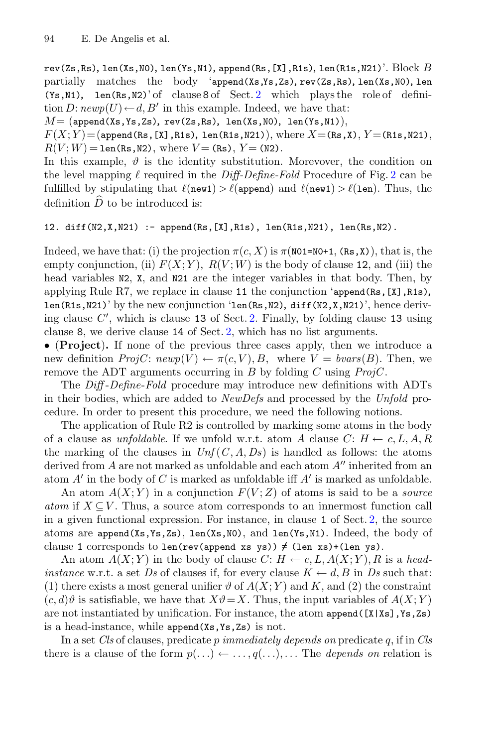`rev(Zs,Rs), len(Xs,N0), len(Ys,N1), append(Rs,[X],R1s), len(R1s,N21)`'. Block $B$ partially matches the body '`append(Xs,Ys,Zs), rev(Zs,Rs), len(Xs,N0), len (Ys,N1), len(Rs,N2)`' of clause 8 of Sect. 2 which plays the role of definition $D$: $newp(U) \leftarrow d, B'$ in this example. Indeed, we have that:
$M=$ (`append(Xs,Ys,Zs), rev(Zs,Rs), len(Xs,N0), len(Ys,N1)`),
$F(X;Y)=$(`append(Rs,[X],R1s), len(R1s,N21)`), where $X=$`(Rs,X)`, $Y=$`(R1s,N21)`,
$R(V;W)=$`len(Rs,N2)`, where $V=$`(Rs)`, $Y=$`(N2)`.
In this example, $\vartheta$ is the identity substitution. Moreover, the condition on the level mapping $\ell$ required in the *Diff-Define-Fold* Procedure of Fig. 2 can be fulfilled by stipulating that $\ell$(`new1`) $>$ $\ell$(`append`) and $\ell$(`new1`) $>$ $\ell$(`len`). Thus, the definition $\widehat{D}$ to be introduced is:

```
12. diff(N2,X,N21) :- append(Rs,[X],R1s), len(R1s,N21), len(Rs,N2).
```

Indeed, we have that: (i) the projection $\pi(c, X)$ is $\pi$(`N01=N0+1`, `(Rs,X)`), that is, the empty conjunction, (ii) $F(X;Y)$, $R(V;W)$ is the body of clause `12`, and (iii) the head variables `N2`, `X`, and `N21` are the integer variables in that body. Then, by applying Rule R7, we replace in clause `11` the conjunction '`append(Rs,[X],R1s), len(R1s,N21)`' by the new conjunction '`len(Rs,N2), diff(N2,X,N21)`', hence deriving clause $C'$, which is clause `13` of Sect. 2. Finally, by folding clause `13` using clause `8`, we derive clause `14` of Sect. 2, which has no list arguments.

• (**Project**). If none of the previous three cases apply, then we introduce a new definition *ProjC*: $newp(V) \leftarrow \pi(c,V), B$, where $V = bvars(B)$. Then, we remove the ADT arguments occurring in $B$ by folding $C$ using *ProjC*.

The *Diff-Define-Fold* procedure may introduce new definitions with ADTs in their bodies, which are added to *NewDefs* and processed by the *Unfold* procedure. In order to present this procedure, we need the following notions.

The application of Rule R2 is controlled by marking some atoms in the body of a clause as *unfoldable*. If we unfold w.r.t. atom $A$ clause $C$: $H \leftarrow c, L, A, R$ the marking of the clauses in $Unf(C, A, Ds)$ is handled as follows: the atoms derived from $A$ are not marked as unfoldable and each atom $A''$ inherited from an atom $A'$ in the body of $C$ is marked as unfoldable iff $A'$ is marked as unfoldable.

An atom $A(X;Y)$ in a conjunction $F(V;Z)$ of atoms is said to be a *source atom* if $X \subseteq V$. Thus, a source atom corresponds to an innermost function call in a given functional expression. For instance, in clause `1` of Sect. 2, the source atoms are `append(Xs,Ys,Zs)`, `len(Xs,N0)`, and `len(Ys,N1)`. Indeed, the body of clause `1` corresponds to `len(rev(append xs ys)) ≠ (len xs)+(len ys)`.

An atom $A(X;Y)$ in the body of clause $C$: $H \leftarrow c, L, A(X;Y), R$ is a *head-instance* w.r.t. a set *Ds* of clauses if, for every clause $K \leftarrow d, B$ in *Ds* such that: (1) there exists a most general unifier $\vartheta$ of $A(X;Y)$ and $K$, and (2) the constraint $(c,d)\vartheta$ is satisfiable, we have that $X\vartheta = X$. Thus, the input variables of $A(X;Y)$ are not instantiated by unification. For instance, the atom `append([X|Xs],Ys,Zs)` is a head-instance, while `append(Xs,Ys,Zs)` is not.

In a set *Cls* of clauses, predicate $p$ *immediately depends on* predicate $q$, if in *Cls* there is a clause of the form $p(\ldots) \leftarrow \ldots, q(\ldots), \ldots$ The *depends on* relation is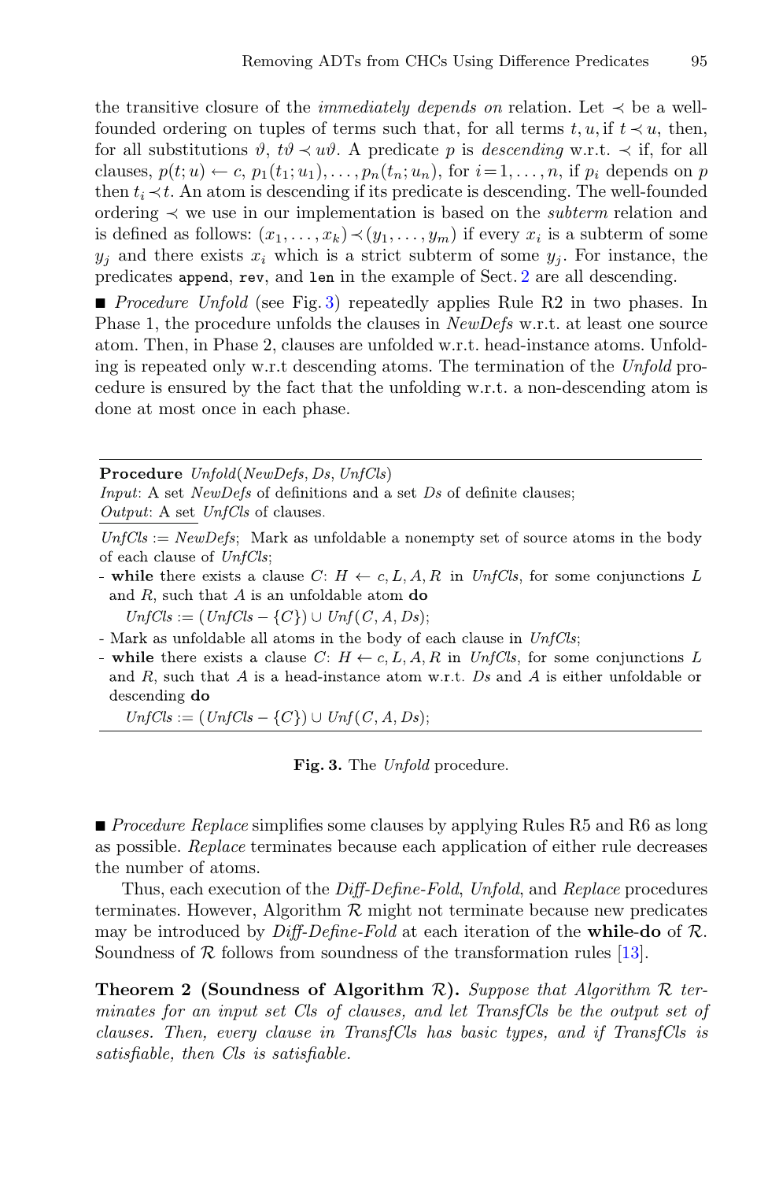the transitive closure of the *immediately depends on* relation. Let $\prec$ be a well-founded ordering on tuples of terms such that, for all terms $t, u$, if $t \prec u$, then, for all substitutions $\vartheta$, $t\vartheta \prec u\vartheta$. A predicate $p$ is *descending* w.r.t. $\prec$ if, for all clauses, $p(t; u) \leftarrow c,\, p_1(t_1; u_1), \ldots, p_n(t_n; u_n)$, for $i = 1, \ldots, n$, if $p_i$ depends on $p$ then $t_i \prec t$. An atom is descending if its predicate is descending. The well-founded ordering $\prec$ we use in our implementation is based on the *subterm* relation and is defined as follows: $(x_1, \ldots, x_k) \prec (y_1, \ldots, y_m)$ if every $x_i$ is a subterm of some $y_j$ and there exists $x_i$ which is a strict subterm of some $y_j$. For instance, the predicates `append`, `rev`, and `len` in the example of Sect. 2 are all descending.

■ *Procedure Unfold* (see Fig. 3) repeatedly applies Rule R2 in two phases. In Phase 1, the procedure unfolds the clauses in *NewDefs* w.r.t. at least one source atom. Then, in Phase 2, clauses are unfolded w.r.t. head-instance atoms. Unfolding is repeated only w.r.t descending atoms. The termination of the *Unfold* procedure is ensured by the fact that the unfolding w.r.t. a non-descending atom is done at most once in each phase.

---

**Procedure** *Unfold*(*NewDefs*, *Ds*, *UnfCls*)
*Input*: A set *NewDefs* of definitions and a set *Ds* of definite clauses;
*Output*: A set *UnfCls* of clauses.

*UnfCls* := *NewDefs*; Mark as unfoldable a nonempty set of source atoms in the body of each clause of *UnfCls*;

- **while** there exists a clause $C$: $H \leftarrow c, L, A, R$ in *UnfCls*, for some conjunctions $L$ and $R$, such that $A$ is an unfoldable atom **do**
  $\mathit{UnfCls} := (\mathit{UnfCls} - \{C\}) \cup \mathit{Unf}(C, A, \mathit{Ds})$;
- Mark as unfoldable all atoms in the body of each clause in *UnfCls*;
- **while** there exists a clause $C$: $H \leftarrow c, L, A, R$ in *UnfCls*, for some conjunctions $L$ and $R$, such that $A$ is a head-instance atom w.r.t. *Ds* and $A$ is either unfoldable or descending **do**
  $\mathit{UnfCls} := (\mathit{UnfCls} - \{C\}) \cup \mathit{Unf}(C, A, \mathit{Ds})$;

---

**Fig. 3.** The *Unfold* procedure.

■ *Procedure Replace* simplifies some clauses by applying Rules R5 and R6 as long as possible. *Replace* terminates because each application of either rule decreases the number of atoms.

Thus, each execution of the *Diff-Define-Fold*, *Unfold*, and *Replace* procedures terminates. However, Algorithm $\mathcal{R}$ might not terminate because new predicates may be introduced by *Diff-Define-Fold* at each iteration of the **while-do** of $\mathcal{R}$. Soundness of $\mathcal{R}$ follows from soundness of the transformation rules [13].

**Theorem 2 (Soundness of Algorithm $\mathcal{R}$).** *Suppose that Algorithm $\mathcal{R}$ terminates for an input set Cls of clauses, and let TransfCls be the output set of clauses. Then, every clause in TransfCls has basic types, and if TransfCls is satisfiable, then Cls is satisfiable.*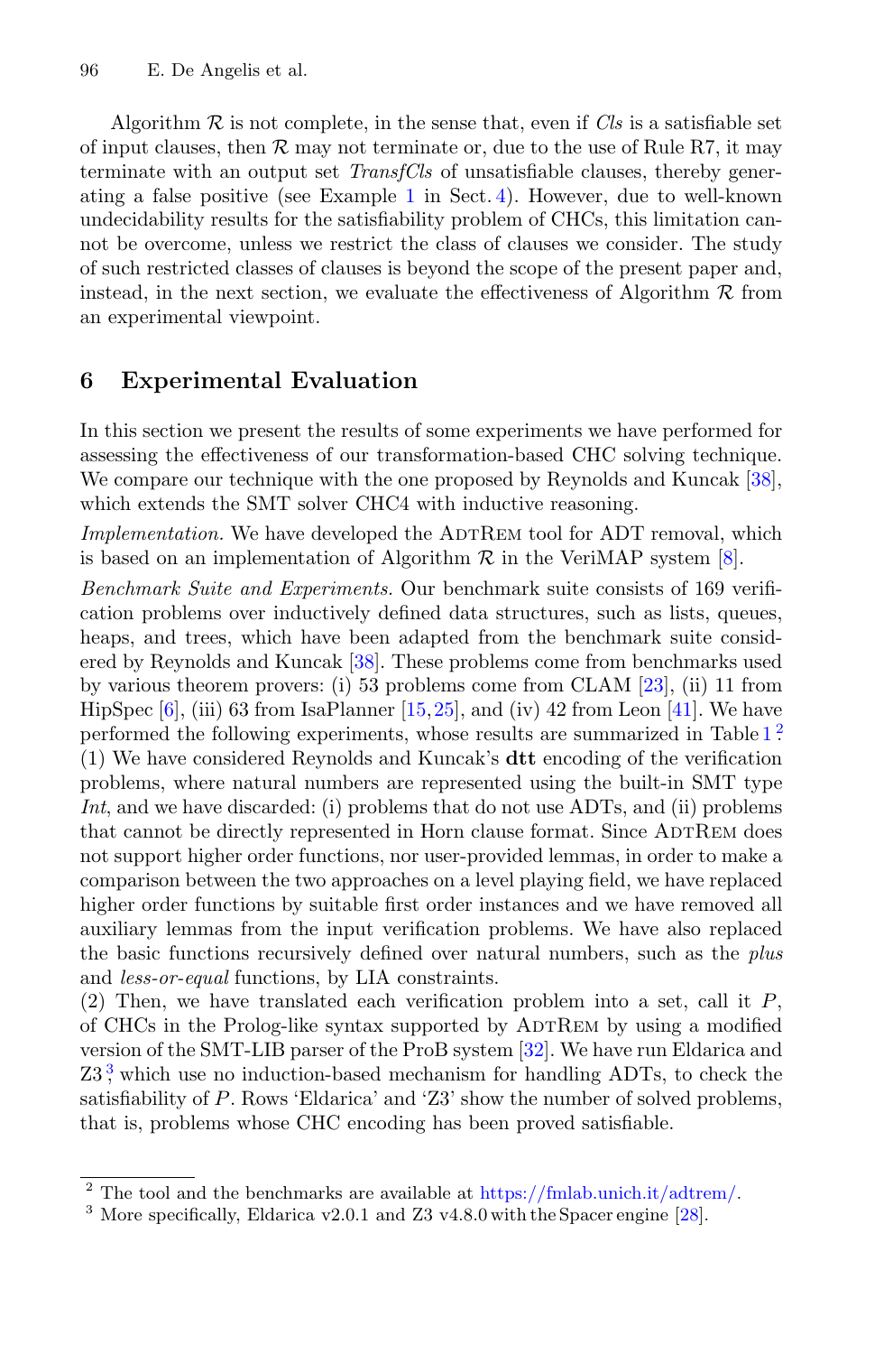Algorithm $\mathcal{R}$ is not complete, in the sense that, even if *Cls* is a satisfiable set of input clauses, then $\mathcal{R}$ may not terminate or, due to the use of Rule R7, it may terminate with an output set *TransfCls* of unsatisfiable clauses, thereby generating a false positive (see Example 1 in Sect. 4). However, due to well-known undecidability results for the satisfiability problem of CHCs, this limitation cannot be overcome, unless we restrict the class of clauses we consider. The study of such restricted classes of clauses is beyond the scope of the present paper and, instead, in the next section, we evaluate the effectiveness of Algorithm $\mathcal{R}$ from an experimental viewpoint.

## 6 Experimental Evaluation

In this section we present the results of some experiments we have performed for assessing the effectiveness of our transformation-based CHC solving technique. We compare our technique with the one proposed by Reynolds and Kuncak [38], which extends the SMT solver CHC4 with inductive reasoning.

*Implementation.* We have developed the AdtRem tool for ADT removal, which is based on an implementation of Algorithm $\mathcal{R}$ in the VeriMAP system [8].

*Benchmark Suite and Experiments.* Our benchmark suite consists of 169 verification problems over inductively defined data structures, such as lists, queues, heaps, and trees, which have been adapted from the benchmark suite considered by Reynolds and Kuncak [38]. These problems come from benchmarks used by various theorem provers: (i) 53 problems come from CLAM [23], (ii) 11 from HipSpec [6], (iii) 63 from IsaPlanner [15,25], and (iv) 42 from Leon [41]. We have performed the following experiments, whose results are summarized in Table 1.[2]

(1) We have considered Reynolds and Kuncak's **dtt** encoding of the verification problems, where natural numbers are represented using the built-in SMT type *Int*, and we have discarded: (i) problems that do not use ADTs, and (ii) problems that cannot be directly represented in Horn clause format. Since AdtRem does not support higher order functions, nor user-provided lemmas, in order to make a comparison between the two approaches on a level playing field, we have replaced higher order functions by suitable first order instances and we have removed all auxiliary lemmas from the input verification problems. We have also replaced the basic functions recursively defined over natural numbers, such as the *plus* and *less-or-equal* functions, by LIA constraints.

(2) Then, we have translated each verification problem into a set, call it $P$, of CHCs in the Prolog-like syntax supported by AdtRem by using a modified version of the SMT-LIB parser of the ProB system [32]. We have run Eldarica and Z3[3], which use no induction-based mechanism for handling ADTs, to check the satisfiability of $P$. Rows 'Eldarica' and 'Z3' show the number of solved problems, that is, problems whose CHC encoding has been proved satisfiable.

[2] The tool and the benchmarks are available at https://fmlab.unich.it/adtrem/.

[3] More specifically, Eldarica v2.0.1 and Z3 v4.8.0 with the Spacer engine [28].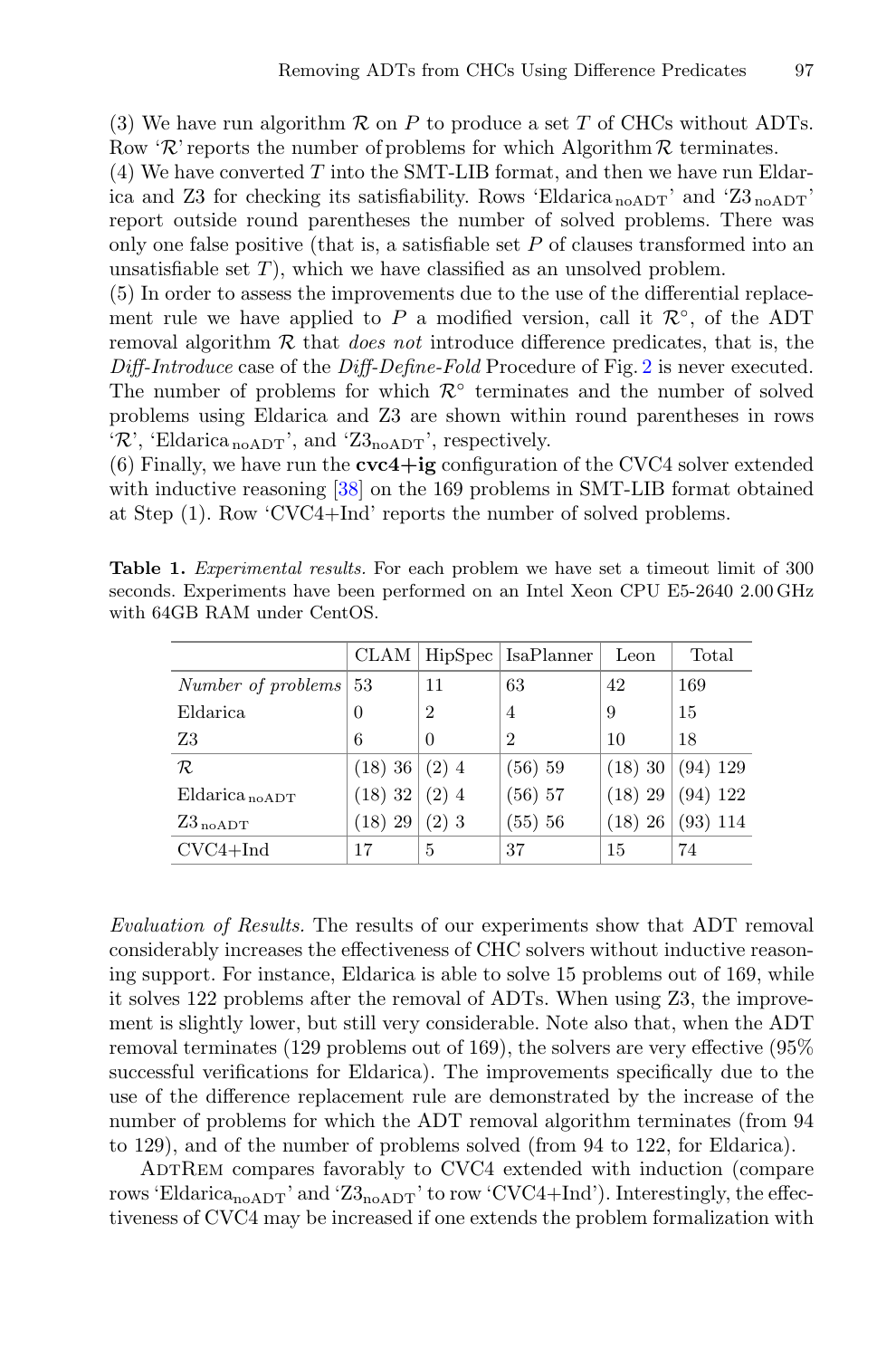(3) We have run algorithm $\mathcal{R}$ on $P$ to produce a set $T$ of CHCs without ADTs. Row '$\mathcal{R}$' reports the number of problems for which Algorithm $\mathcal{R}$ terminates.
(4) We have converted $T$ into the SMT-LIB format, and then we have run Eldarica and Z3 for checking its satisfiability. Rows 'Eldarica$_{\text{noADT}}$' and 'Z3$_{\text{noADT}}$' report outside round parentheses the number of solved problems. There was only one false positive (that is, a satisfiable set $P$ of clauses transformed into an unsatisfiable set $T$), which we have classified as an unsolved problem.
(5) In order to assess the improvements due to the use of the differential replacement rule we have applied to $P$ a modified version, call it $\mathcal{R}^\circ$, of the ADT removal algorithm $\mathcal{R}$ that *does not* introduce difference predicates, that is, the *Diff-Introduce* case of the *Diff-Define-Fold* Procedure of Fig. 2 is never executed. The number of problems for which $\mathcal{R}^\circ$ terminates and the number of solved problems using Eldarica and Z3 are shown within round parentheses in rows '$\mathcal{R}$', 'Eldarica$_{\text{noADT}}$', and 'Z3$_{\text{noADT}}$', respectively.
(6) Finally, we have run the **cvc4+ig** configuration of the CVC4 solver extended with inductive reasoning [38] on the 169 problems in SMT-LIB format obtained at Step (1). Row 'CVC4+Ind' reports the number of solved problems.

**Table 1.** *Experimental results.* For each problem we have set a timeout limit of 300 seconds. Experiments have been performed on an Intel Xeon CPU E5-2640 2.00 GHz with 64GB RAM under CentOS.

| | CLAM | HipSpec | IsaPlanner | Leon | Total |
|---|---|---|---|---|---|
| *Number of problems* | 53 | 11 | 63 | 42 | 169 |
| Eldarica | 0 | 2 | 4 | 9 | 15 |
| Z3 | 6 | 0 | 2 | 10 | 18 |
| $\mathcal{R}$ | (18) 36 | (2) 4 | (56) 59 | (18) 30 | (94) 129 |
| Eldarica$_{\text{noADT}}$ | (18) 32 | (2) 4 | (56) 57 | (18) 29 | (94) 122 |
| Z3$_{\text{noADT}}$ | (18) 29 | (2) 3 | (55) 56 | (18) 26 | (93) 114 |
| CVC4+Ind | 17 | 5 | 37 | 15 | 74 |

*Evaluation of Results.* The results of our experiments show that ADT removal considerably increases the effectiveness of CHC solvers without inductive reasoning support. For instance, Eldarica is able to solve 15 problems out of 169, while it solves 122 problems after the removal of ADTs. When using Z3, the improvement is slightly lower, but still very considerable. Note also that, when the ADT removal terminates (129 problems out of 169), the solvers are very effective (95% successful verifications for Eldarica). The improvements specifically due to the use of the difference replacement rule are demonstrated by the increase of the number of problems for which the ADT removal algorithm terminates (from 94 to 129), and of the number of problems solved (from 94 to 122, for Eldarica).

AdtRem compares favorably to CVC4 extended with induction (compare rows 'Eldarica$_{\text{noADT}}$' and 'Z3$_{\text{noADT}}$' to row 'CVC4+Ind'). Interestingly, the effectiveness of CVC4 may be increased if one extends the problem formalization with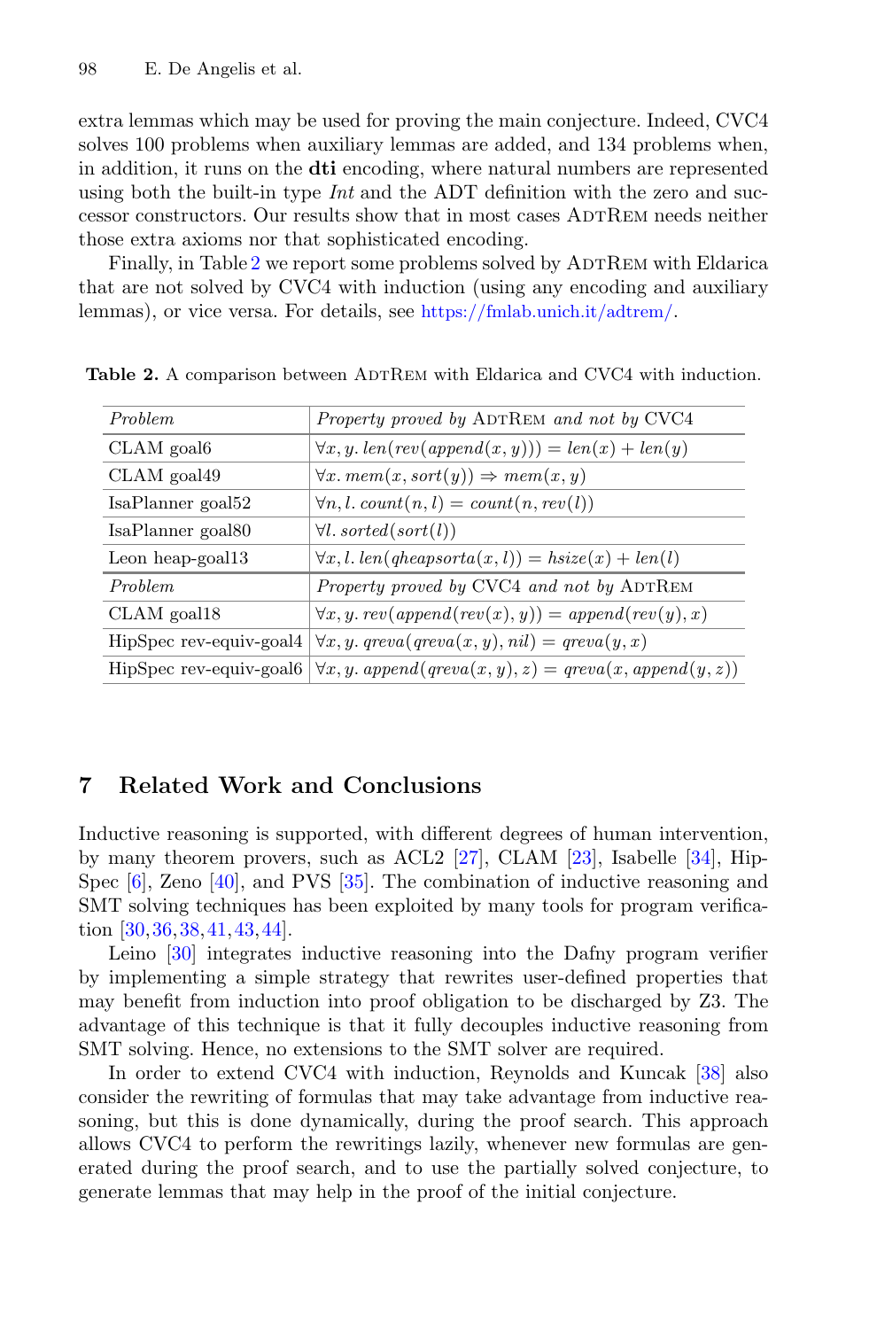extra lemmas which may be used for proving the main conjecture. Indeed, CVC4 solves 100 problems when auxiliary lemmas are added, and 134 problems when, in addition, it runs on the **dti** encoding, where natural numbers are represented using both the built-in type *Int* and the ADT definition with the zero and successor constructors. Our results show that in most cases AdtRem needs neither those extra axioms nor that sophisticated encoding.

Finally, in Table 2 we report some problems solved by AdtRem with Eldarica that are not solved by CVC4 with induction (using any encoding and auxiliary lemmas), or vice versa. For details, see https://fmlab.unich.it/adtrem/.

**Table 2.** A comparison between AdtRem with Eldarica and CVC4 with induction.

| *Problem* | *Property proved by* AdtRem *and not by* CVC4 |
|---|---|
| CLAM goal6 | $\forall x, y.\ len(rev(append(x, y))) = len(x) + len(y)$ |
| CLAM goal49 | $\forall x.\ mem(x, sort(y)) \Rightarrow mem(x, y)$ |
| IsaPlanner goal52 | $\forall n, l.\ count(n, l) = count(n, rev(l))$ |
| IsaPlanner goal80 | $\forall l.\ sorted(sort(l))$ |
| Leon heap-goal13 | $\forall x, l.\ len(qheapsorta(x, l)) = hsize(x) + len(l)$ |
| *Problem* | *Property proved by* CVC4 *and not by* AdtRem |
| CLAM goal18 | $\forall x, y.\ rev(append(rev(x), y)) = append(rev(y), x)$ |
| HipSpec rev-equiv-goal4 | $\forall x, y.\ qreva(qreva(x, y), nil) = qreva(y, x)$ |
| HipSpec rev-equiv-goal6 | $\forall x, y.\ append(qreva(x, y), z) = qreva(x, append(y, z))$ |

## 7 Related Work and Conclusions

Inductive reasoning is supported, with different degrees of human intervention, by many theorem provers, such as ACL2 [27], CLAM [23], Isabelle [34], HipSpec [6], Zeno [40], and PVS [35]. The combination of inductive reasoning and SMT solving techniques has been exploited by many tools for program verification [30,36,38,41,43,44].

Leino [30] integrates inductive reasoning into the Dafny program verifier by implementing a simple strategy that rewrites user-defined properties that may benefit from induction into proof obligation to be discharged by Z3. The advantage of this technique is that it fully decouples inductive reasoning from SMT solving. Hence, no extensions to the SMT solver are required.

In order to extend CVC4 with induction, Reynolds and Kuncak [38] also consider the rewriting of formulas that may take advantage from inductive reasoning, but this is done dynamically, during the proof search. This approach allows CVC4 to perform the rewritings lazily, whenever new formulas are generated during the proof search, and to use the partially solved conjecture, to generate lemmas that may help in the proof of the initial conjecture.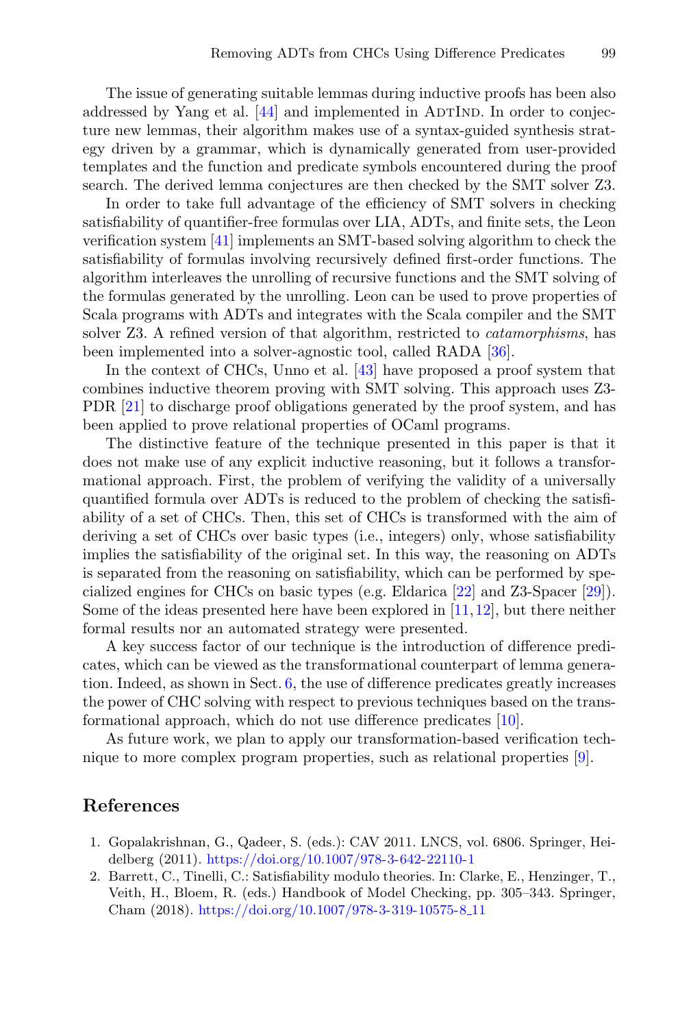The issue of generating suitable lemmas during inductive proofs has been also addressed by Yang et al. [44] and implemented in AdtInd. In order to conjecture new lemmas, their algorithm makes use of a syntax-guided synthesis strategy driven by a grammar, which is dynamically generated from user-provided templates and the function and predicate symbols encountered during the proof search. The derived lemma conjectures are then checked by the SMT solver Z3.

In order to take full advantage of the efficiency of SMT solvers in checking satisfiability of quantifier-free formulas over LIA, ADTs, and finite sets, the Leon verification system [41] implements an SMT-based solving algorithm to check the satisfiability of formulas involving recursively defined first-order functions. The algorithm interleaves the unrolling of recursive functions and the SMT solving of the formulas generated by the unrolling. Leon can be used to prove properties of Scala programs with ADTs and integrates with the Scala compiler and the SMT solver Z3. A refined version of that algorithm, restricted to *catamorphisms*, has been implemented into a solver-agnostic tool, called RADA [36].

In the context of CHCs, Unno et al. [43] have proposed a proof system that combines inductive theorem proving with SMT solving. This approach uses Z3-PDR [21] to discharge proof obligations generated by the proof system, and has been applied to prove relational properties of OCaml programs.

The distinctive feature of the technique presented in this paper is that it does not make use of any explicit inductive reasoning, but it follows a transformational approach. First, the problem of verifying the validity of a universally quantified formula over ADTs is reduced to the problem of checking the satisfiability of a set of CHCs. Then, this set of CHCs is transformed with the aim of deriving a set of CHCs over basic types (i.e., integers) only, whose satisfiability implies the satisfiability of the original set. In this way, the reasoning on ADTs is separated from the reasoning on satisfiability, which can be performed by specialized engines for CHCs on basic types (e.g. Eldarica [22] and Z3-Spacer [29]). Some of the ideas presented here have been explored in [11,12], but there neither formal results nor an automated strategy were presented.

A key success factor of our technique is the introduction of difference predicates, which can be viewed as the transformational counterpart of lemma generation. Indeed, as shown in Sect. 6, the use of difference predicates greatly increases the power of CHC solving with respect to previous techniques based on the transformational approach, which do not use difference predicates [10].

As future work, we plan to apply our transformation-based verification technique to more complex program properties, such as relational properties [9].

## References

1. Gopalakrishnan, G., Qadeer, S. (eds.): CAV 2011. LNCS, vol. 6806. Springer, Heidelberg (2011). https://doi.org/10.1007/978-3-642-22110-1
2. Barrett, C., Tinelli, C.: Satisfiability modulo theories. In: Clarke, E., Henzinger, T., Veith, H., Bloem, R. (eds.) Handbook of Model Checking, pp. 305–343. Springer, Cham (2018). https://doi.org/10.1007/978-3-319-10575-8_11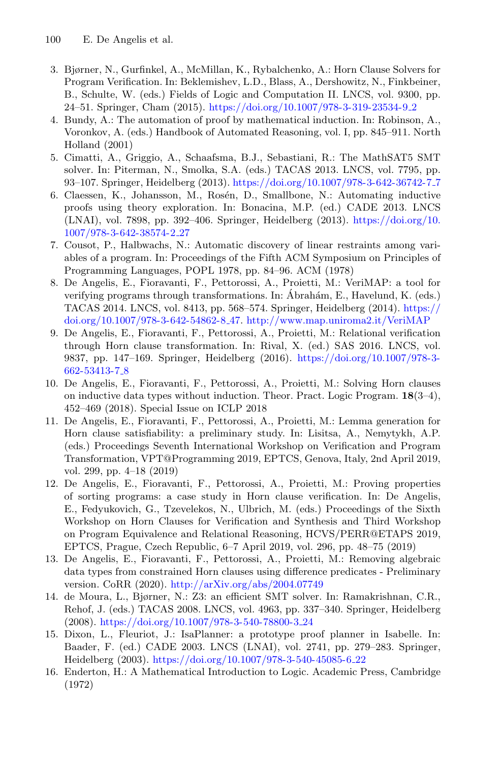3. Bjørner, N., Gurfinkel, A., McMillan, K., Rybalchenko, A.: Horn Clause Solvers for Program Verification. In: Beklemishev, L.D., Blass, A., Dershowitz, N., Finkbeiner, B., Schulte, W. (eds.) Fields of Logic and Computation II. LNCS, vol. 9300, pp. 24–51. Springer, Cham (2015). https://doi.org/10.1007/978-3-319-23534-9_2
4. Bundy, A.: The automation of proof by mathematical induction. In: Robinson, A., Voronkov, A. (eds.) Handbook of Automated Reasoning, vol. I, pp. 845–911. North Holland (2001)
5. Cimatti, A., Griggio, A., Schaafsma, B.J., Sebastiani, R.: The MathSAT5 SMT solver. In: Piterman, N., Smolka, S.A. (eds.) TACAS 2013. LNCS, vol. 7795, pp. 93–107. Springer, Heidelberg (2013). https://doi.org/10.1007/978-3-642-36742-7_7
6. Claessen, K., Johansson, M., Rosén, D., Smallbone, N.: Automating inductive proofs using theory exploration. In: Bonacina, M.P. (ed.) CADE 2013. LNCS (LNAI), vol. 7898, pp. 392–406. Springer, Heidelberg (2013). https://doi.org/10.1007/978-3-642-38574-2_27
7. Cousot, P., Halbwachs, N.: Automatic discovery of linear restraints among variables of a program. In: Proceedings of the Fifth ACM Symposium on Principles of Programming Languages, POPL 1978, pp. 84–96. ACM (1978)
8. De Angelis, E., Fioravanti, F., Pettorossi, A., Proietti, M.: VeriMAP: a tool for verifying programs through transformations. In: Ábrahám, E., Havelund, K. (eds.) TACAS 2014. LNCS, vol. 8413, pp. 568–574. Springer, Heidelberg (2014). https://doi.org/10.1007/978-3-642-54862-8_47. http://www.map.uniroma2.it/VeriMAP
9. De Angelis, E., Fioravanti, F., Pettorossi, A., Proietti, M.: Relational verification through Horn clause transformation. In: Rival, X. (ed.) SAS 2016. LNCS, vol. 9837, pp. 147–169. Springer, Heidelberg (2016). https://doi.org/10.1007/978-3-662-53413-7_8
10. De Angelis, E., Fioravanti, F., Pettorossi, A., Proietti, M.: Solving Horn clauses on inductive data types without induction. Theor. Pract. Logic Program. **18**(3–4), 452–469 (2018). Special Issue on ICLP 2018
11. De Angelis, E., Fioravanti, F., Pettorossi, A., Proietti, M.: Lemma generation for Horn clause satisfiability: a preliminary study. In: Lisitsa, A., Nemytykh, A.P. (eds.) Proceedings Seventh International Workshop on Verification and Program Transformation, VPT@Programming 2019, EPTCS, Genova, Italy, 2nd April 2019, vol. 299, pp. 4–18 (2019)
12. De Angelis, E., Fioravanti, F., Pettorossi, A., Proietti, M.: Proving properties of sorting programs: a case study in Horn clause verification. In: De Angelis, E., Fedyukovich, G., Tzevelekos, N., Ulbrich, M. (eds.) Proceedings of the Sixth Workshop on Horn Clauses for Verification and Synthesis and Third Workshop on Program Equivalence and Relational Reasoning, HCVS/PERR@ETAPS 2019, EPTCS, Prague, Czech Republic, 6–7 April 2019, vol. 296, pp. 48–75 (2019)
13. De Angelis, E., Fioravanti, F., Pettorossi, A., Proietti, M.: Removing algebraic data types from constrained Horn clauses using difference predicates - Preliminary version. CoRR (2020). http://arXiv.org/abs/2004.07749
14. de Moura, L., Bjørner, N.: Z3: an efficient SMT solver. In: Ramakrishnan, C.R., Rehof, J. (eds.) TACAS 2008. LNCS, vol. 4963, pp. 337–340. Springer, Heidelberg (2008). https://doi.org/10.1007/978-3-540-78800-3_24
15. Dixon, L., Fleuriot, J.: IsaPlanner: a prototype proof planner in Isabelle. In: Baader, F. (ed.) CADE 2003. LNCS (LNAI), vol. 2741, pp. 279–283. Springer, Heidelberg (2003). https://doi.org/10.1007/978-3-540-45085-6_22
16. Enderton, H.: A Mathematical Introduction to Logic. Academic Press, Cambridge (1972)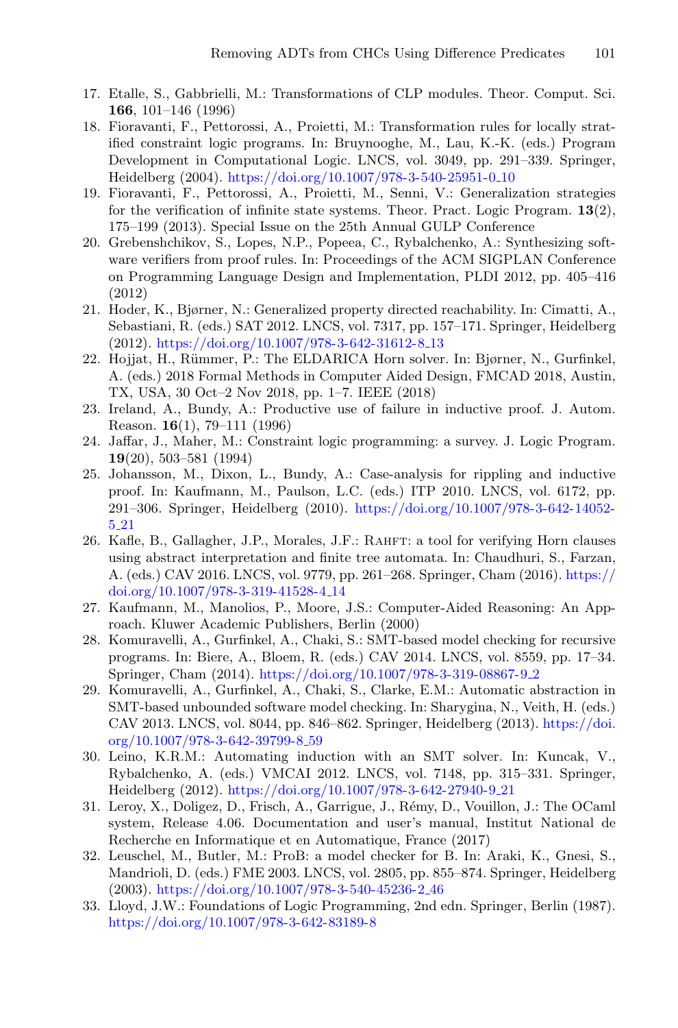17. Etalle, S., Gabbrielli, M.: Transformations of CLP modules. Theor. Comput. Sci. **166**, 101–146 (1996)
18. Fioravanti, F., Pettorossi, A., Proietti, M.: Transformation rules for locally stratified constraint logic programs. In: Bruynooghe, M., Lau, K.-K. (eds.) Program Development in Computational Logic. LNCS, vol. 3049, pp. 291–339. Springer, Heidelberg (2004). https://doi.org/10.1007/978-3-540-25951-0_10
19. Fioravanti, F., Pettorossi, A., Proietti, M., Senni, V.: Generalization strategies for the verification of infinite state systems. Theor. Pract. Logic Program. **13**(2), 175–199 (2013). Special Issue on the 25th Annual GULP Conference
20. Grebenshchikov, S., Lopes, N.P., Popeea, C., Rybalchenko, A.: Synthesizing software verifiers from proof rules. In: Proceedings of the ACM SIGPLAN Conference on Programming Language Design and Implementation, PLDI 2012, pp. 405–416 (2012)
21. Hoder, K., Bjørner, N.: Generalized property directed reachability. In: Cimatti, A., Sebastiani, R. (eds.) SAT 2012. LNCS, vol. 7317, pp. 157–171. Springer, Heidelberg (2012). https://doi.org/10.1007/978-3-642-31612-8_13
22. Hojjat, H., Rümmer, P.: The ELDARICA Horn solver. In: Bjørner, N., Gurfinkel, A. (eds.) 2018 Formal Methods in Computer Aided Design, FMCAD 2018, Austin, TX, USA, 30 Oct–2 Nov 2018, pp. 1–7. IEEE (2018)
23. Ireland, A., Bundy, A.: Productive use of failure in inductive proof. J. Autom. Reason. **16**(1), 79–111 (1996)
24. Jaffar, J., Maher, M.: Constraint logic programming: a survey. J. Logic Program. **19**(20), 503–581 (1994)
25. Johansson, M., Dixon, L., Bundy, A.: Case-analysis for rippling and inductive proof. In: Kaufmann, M., Paulson, L.C. (eds.) ITP 2010. LNCS, vol. 6172, pp. 291–306. Springer, Heidelberg (2010). https://doi.org/10.1007/978-3-642-14052-5_21
26. Kafle, B., Gallagher, J.P., Morales, J.F.: RAHFT: a tool for verifying Horn clauses using abstract interpretation and finite tree automata. In: Chaudhuri, S., Farzan, A. (eds.) CAV 2016. LNCS, vol. 9779, pp. 261–268. Springer, Cham (2016). https://doi.org/10.1007/978-3-319-41528-4_14
27. Kaufmann, M., Manolios, P., Moore, J.S.: Computer-Aided Reasoning: An Approach. Kluwer Academic Publishers, Berlin (2000)
28. Komuravelli, A., Gurfinkel, A., Chaki, S.: SMT-based model checking for recursive programs. In: Biere, A., Bloem, R. (eds.) CAV 2014. LNCS, vol. 8559, pp. 17–34. Springer, Cham (2014). https://doi.org/10.1007/978-3-319-08867-9_2
29. Komuravelli, A., Gurfinkel, A., Chaki, S., Clarke, E.M.: Automatic abstraction in SMT-based unbounded software model checking. In: Sharygina, N., Veith, H. (eds.) CAV 2013. LNCS, vol. 8044, pp. 846–862. Springer, Heidelberg (2013). https://doi.org/10.1007/978-3-642-39799-8_59
30. Leino, K.R.M.: Automating induction with an SMT solver. In: Kuncak, V., Rybalchenko, A. (eds.) VMCAI 2012. LNCS, vol. 7148, pp. 315–331. Springer, Heidelberg (2012). https://doi.org/10.1007/978-3-642-27940-9_21
31. Leroy, X., Doligez, D., Frisch, A., Garrigue, J., Rémy, D., Vouillon, J.: The OCaml system, Release 4.06. Documentation and user's manual, Institut National de Recherche en Informatique et en Automatique, France (2017)
32. Leuschel, M., Butler, M.: ProB: a model checker for B. In: Araki, K., Gnesi, S., Mandrioli, D. (eds.) FME 2003. LNCS, vol. 2805, pp. 855–874. Springer, Heidelberg (2003). https://doi.org/10.1007/978-3-540-45236-2_46
33. Lloyd, J.W.: Foundations of Logic Programming, 2nd edn. Springer, Berlin (1987). https://doi.org/10.1007/978-3-642-83189-8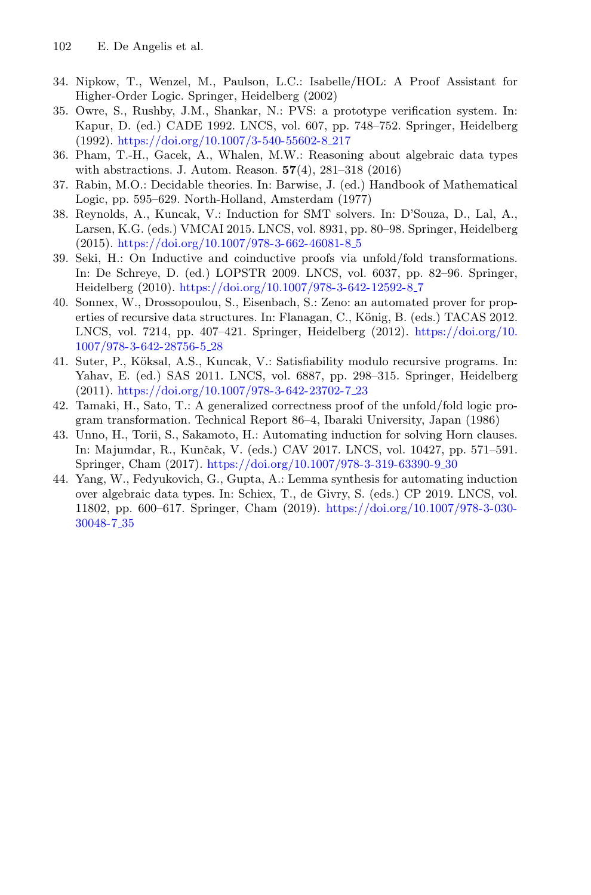34. Nipkow, T., Wenzel, M., Paulson, L.C.: Isabelle/HOL: A Proof Assistant for Higher-Order Logic. Springer, Heidelberg (2002)
35. Owre, S., Rushby, J.M., Shankar, N.: PVS: a prototype verification system. In: Kapur, D. (ed.) CADE 1992. LNCS, vol. 607, pp. 748–752. Springer, Heidelberg (1992). https://doi.org/10.1007/3-540-55602-8_217
36. Pham, T.-H., Gacek, A., Whalen, M.W.: Reasoning about algebraic data types with abstractions. J. Autom. Reason. **57**(4), 281–318 (2016)
37. Rabin, M.O.: Decidable theories. In: Barwise, J. (ed.) Handbook of Mathematical Logic, pp. 595–629. North-Holland, Amsterdam (1977)
38. Reynolds, A., Kuncak, V.: Induction for SMT solvers. In: D'Souza, D., Lal, A., Larsen, K.G. (eds.) VMCAI 2015. LNCS, vol. 8931, pp. 80–98. Springer, Heidelberg (2015). https://doi.org/10.1007/978-3-662-46081-8_5
39. Seki, H.: On Inductive and coinductive proofs via unfold/fold transformations. In: De Schreye, D. (ed.) LOPSTR 2009. LNCS, vol. 6037, pp. 82–96. Springer, Heidelberg (2010). https://doi.org/10.1007/978-3-642-12592-8_7
40. Sonnex, W., Drossopoulou, S., Eisenbach, S.: Zeno: an automated prover for properties of recursive data structures. In: Flanagan, C., König, B. (eds.) TACAS 2012. LNCS, vol. 7214, pp. 407–421. Springer, Heidelberg (2012). https://doi.org/10.1007/978-3-642-28756-5_28
41. Suter, P., Köksal, A.S., Kuncak, V.: Satisfiability modulo recursive programs. In: Yahav, E. (ed.) SAS 2011. LNCS, vol. 6887, pp. 298–315. Springer, Heidelberg (2011). https://doi.org/10.1007/978-3-642-23702-7_23
42. Tamaki, H., Sato, T.: A generalized correctness proof of the unfold/fold logic program transformation. Technical Report 86–4, Ibaraki University, Japan (1986)
43. Unno, H., Torii, S., Sakamoto, H.: Automating induction for solving Horn clauses. In: Majumdar, R., Kunčak, V. (eds.) CAV 2017. LNCS, vol. 10427, pp. 571–591. Springer, Cham (2017). https://doi.org/10.1007/978-3-319-63390-9_30
44. Yang, W., Fedyukovich, G., Gupta, A.: Lemma synthesis for automating induction over algebraic data types. In: Schiex, T., de Givry, S. (eds.) CP 2019. LNCS, vol. 11802, pp. 600–617. Springer, Cham (2019). https://doi.org/10.1007/978-3-030-30048-7_35